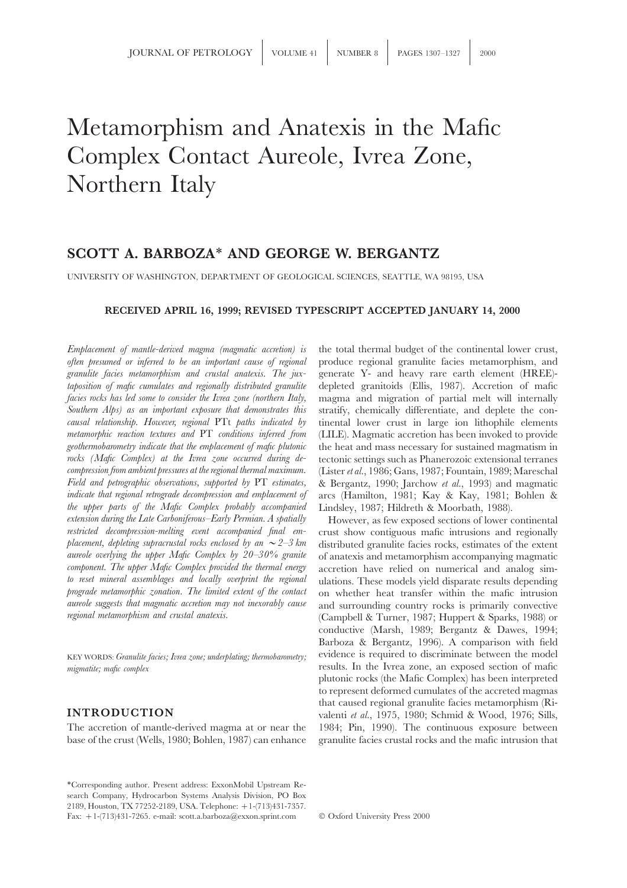# Metamorphism and Anatexis in the Mafic Complex Contact Aureole, Ivrea Zone, Northern Italy

## SCOTT A. BARBOZA* AND GEORGE W. BERGANTZ

UNIVERSITY OF WASHINGTON, DEPARTMENT OF GEOLOGICAL SCIENCES, SEATTLE, WA 98195, USA

**RECEIVED APRIL 16, 1999; REVISED TYPESCRIPT ACCEPTED JANUARY 14, 2000**

*Emplacement of mantle-derived magma (magmatic accretion) is often presumed or inferred to be an important cause of regional granulite facies metamorphism and crustal anatexis. The juxtaposition of mafic cumulates and regionally distributed granulite facies rocks has led some to consider the Ivrea zone (northern Italy, Southern Alps) as an important exposure that demonstrates this causal relationship. However, regional* PTt *paths indicated by metamorphic reaction textures and* PT *conditions inferred from geothermobarometry indicate that the emplacement of mafic plutonic rocks (Mafic Complex) at the Ivrea zone occurred during decompression from ambient pressures at the regional thermal maximum. Field and petrographic observations, supported by* PT *estimates, indicate that regional retrograde decompression and emplacement of the upper parts of the Mafic Complex probably accompanied extension during the Late Carboniferous–Early Permian. A spatially restricted decompression-melting event accompanied final emplacement, depleting supracrustal rocks enclosed by an ~2–3 km aureole overlying the upper Mafic Complex by 20–30% granite component. The upper Mafic Complex provided the thermal energy to reset mineral assemblages and locally overprint the regional prograde metamorphic zonation. The limited extent of the contact aureole suggests that magmatic accretion may not inexorably cause regional metamorphism and crustal anatexis.*

KEY WORDS: *Granulite facies; Ivrea zone; underplating; thermobarometry; migmatite; mafic complex*

## INTRODUCTION

The accretion of mantle-derived magma at or near the base of the crust (Wells, 1980; Bohlen, 1987) can enhance the total thermal budget of the continental lower crust, produce regional granulite facies metamorphism, and generate Y- and heavy rare earth element (HREE)-depleted granitoids (Ellis, 1987). Accretion of mafic magma and migration of partial melt will internally stratify, chemically differentiate, and deplete the continental lower crust in large ion lithophile elements (LILE). Magmatic accretion has been invoked to provide the heat and mass necessary for sustained magmatism in tectonic settings such as Phanerozoic extensional terranes (Lister *et al.*, 1986; Gans, 1987; Fountain, 1989; Mareschal & Bergantz, 1990; Jarchow *et al.*, 1993) and magmatic arcs (Hamilton, 1981; Kay & Kay, 1981; Bohlen & Lindsley, 1987; Hildreth & Moorbath, 1988).

However, as few exposed sections of lower continental crust show contiguous mafic intrusions and regionally distributed granulite facies rocks, estimates of the extent of anatexis and metamorphism accompanying magmatic accretion have relied on numerical and analog simulations. These models yield disparate results depending on whether heat transfer within the mafic intrusion and surrounding country rocks is primarily convective (Campbell & Turner, 1987; Huppert & Sparks, 1988) or conductive (Marsh, 1989; Bergantz & Dawes, 1994; Barboza & Bergantz, 1996). A comparison with field evidence is required to discriminate between the model results. In the Ivrea zone, an exposed section of mafic plutonic rocks (the Mafic Complex) has been interpreted to represent deformed cumulates of the accreted magmas that caused regional granulite facies metamorphism (Rivalenti *et al.*, 1975, 1980; Schmid & Wood, 1976; Sills, 1984; Pin, 1990). The continuous exposure between granulite facies crustal rocks and the mafic intrusion that

\*Corresponding author. Present address: ExxonMobil Upstream Research Company, Hydrocarbon Systems Analysis Division, PO Box 2189, Houston, TX 77252-2189, USA. Telephone: +1-(713)431-7357. Fax: +1-(713)431-7265. e-mail: scott.a.barboza@exxon.sprint.com

© Oxford University Press 2000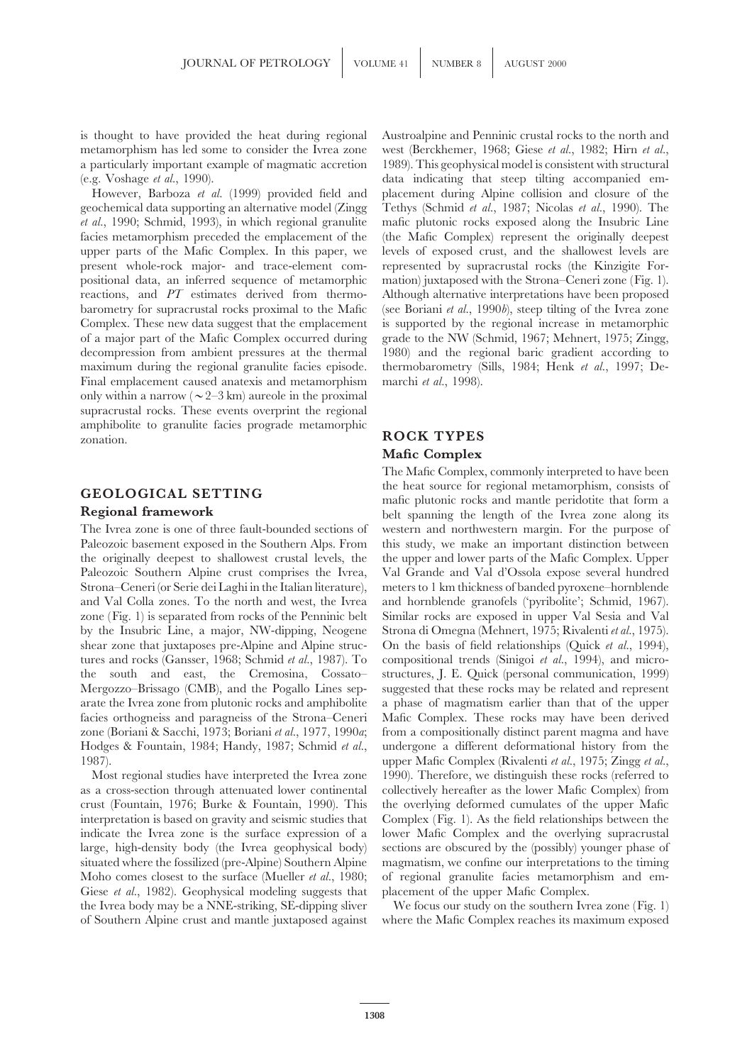is thought to have provided the heat during regional metamorphism has led some to consider the Ivrea zone a particularly important example of magmatic accretion (e.g. Voshage *et al.*, 1990).

However, Barboza *et al.* (1999) provided field and geochemical data supporting an alternative model (Zingg *et al.*, 1990; Schmid, 1993), in which regional granulite facies metamorphism preceded the emplacement of the upper parts of the Mafic Complex. In this paper, we present whole-rock major- and trace-element compositional data, an inferred sequence of metamorphic reactions, and *PT* estimates derived from thermobarometry for supracrustal rocks proximal to the Mafic Complex. These new data suggest that the emplacement of a major part of the Mafic Complex occurred during decompression from ambient pressures at the thermal maximum during the regional granulite facies episode. Final emplacement caused anatexis and metamorphism only within a narrow (∼2–3 km) aureole in the proximal supracrustal rocks. These events overprint the regional amphibolite to granulite facies prograde metamorphic zonation.

## GEOLOGICAL SETTING

### Regional framework

The Ivrea zone is one of three fault-bounded sections of Paleozoic basement exposed in the Southern Alps. From the originally deepest to shallowest crustal levels, the Paleozoic Southern Alpine crust comprises the Ivrea, Strona–Ceneri (or Serie dei Laghi in the Italian literature), and Val Colla zones. To the north and west, the Ivrea zone (Fig. 1) is separated from rocks of the Penninic belt by the Insubric Line, a major, NW-dipping, Neogene shear zone that juxtaposes pre-Alpine and Alpine structures and rocks (Gansser, 1968; Schmid *et al.*, 1987). To the south and east, the Cremosina, Cossato–Mergozzo–Brissago (CMB), and the Pogallo Lines separate the Ivrea zone from plutonic rocks and amphibolite facies orthogneiss and paragneiss of the Strona–Ceneri zone (Boriani & Sacchi, 1973; Boriani *et al.*, 1977, 1990*a*; Hodges & Fountain, 1984; Handy, 1987; Schmid *et al.*, 1987).

Most regional studies have interpreted the Ivrea zone as a cross-section through attenuated lower continental crust (Fountain, 1976; Burke & Fountain, 1990). This interpretation is based on gravity and seismic studies that indicate the Ivrea zone is the surface expression of a large, high-density body (the Ivrea geophysical body) situated where the fossilized (pre-Alpine) Southern Alpine Moho comes closest to the surface (Mueller *et al.*, 1980; Giese *et al.*, 1982). Geophysical modeling suggests that the Ivrea body may be a NNE-striking, SE-dipping sliver of Southern Alpine crust and mantle juxtaposed against Austroalpine and Penninic crustal rocks to the north and west (Berckhemer, 1968; Giese *et al.*, 1982; Hirn *et al.*, 1989). This geophysical model is consistent with structural data indicating that steep tilting accompanied emplacement during Alpine collision and closure of the Tethys (Schmid *et al.*, 1987; Nicolas *et al.*, 1990). The mafic plutonic rocks exposed along the Insubric Line (the Mafic Complex) represent the originally deepest levels of exposed crust, and the shallowest levels are represented by supracrustal rocks (the Kinzigite Formation) juxtaposed with the Strona–Ceneri zone (Fig. 1). Although alternative interpretations have been proposed (see Boriani *et al.*, 1990*b*), steep tilting of the Ivrea zone is supported by the regional increase in metamorphic grade to the NW (Schmid, 1967; Mehnert, 1975; Zingg, 1980) and the regional baric gradient according to thermobarometry (Sills, 1984; Henk *et al.*, 1997; Demarchi *et al.*, 1998).

## ROCK TYPES

### Mafic Complex

The Mafic Complex, commonly interpreted to have been the heat source for regional metamorphism, consists of mafic plutonic rocks and mantle peridotite that form a belt spanning the length of the Ivrea zone along its western and northwestern margin. For the purpose of this study, we make an important distinction between the upper and lower parts of the Mafic Complex. Upper Val Grande and Val d'Ossola expose several hundred meters to 1 km thickness of banded pyroxene–hornblende and hornblende granofels ('pyribolite'; Schmid, 1967). Similar rocks are exposed in upper Val Sesia and Val Strona di Omegna (Mehnert, 1975; Rivalenti *et al.*, 1975). On the basis of field relationships (Quick *et al.*, 1994), compositional trends (Sinigoi *et al.*, 1994), and microstructures, J. E. Quick (personal communication, 1999) suggested that these rocks may be related and represent a phase of magmatism earlier than that of the upper Mafic Complex. These rocks may have been derived from a compositionally distinct parent magma and have undergone a different deformational history from the upper Mafic Complex (Rivalenti *et al.*, 1975; Zingg *et al.*, 1990). Therefore, we distinguish these rocks (referred to collectively hereafter as the lower Mafic Complex) from the overlying deformed cumulates of the upper Mafic Complex (Fig. 1). As the field relationships between the lower Mafic Complex and the overlying supracrustal sections are obscured by the (possibly) younger phase of magmatism, we confine our interpretations to the timing of regional granulite facies metamorphism and emplacement of the upper Mafic Complex.

We focus our study on the southern Ivrea zone (Fig. 1) where the Mafic Complex reaches its maximum exposed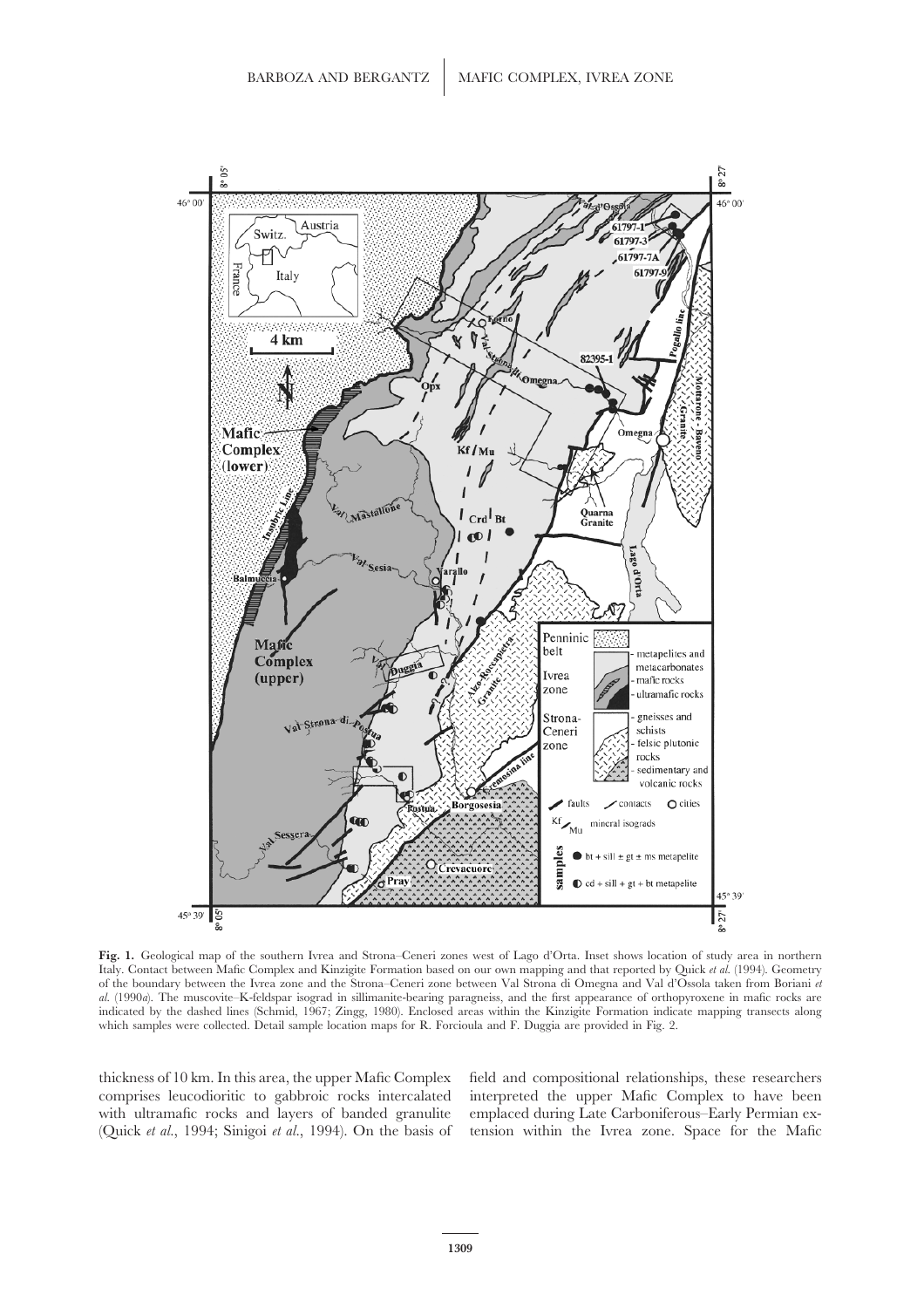**Fig. 1.** Geological map of the southern Ivrea and Strona–Ceneri zones west of Lago d'Orta. Inset shows location of study area in northern Italy. Contact between Mafic Complex and Kinzigite Formation based on our own mapping and that reported by Quick *et al.* (1994). Geometry of the boundary between the Ivrea zone and the Strona–Ceneri zone between Val Strona di Omegna and Val d'Ossola taken from Boriani *et al.* (1990*a*). The muscovite–K-feldspar isograd in sillimanite-bearing paragneiss, and the first appearance of orthopyroxene in mafic rocks are indicated by the dashed lines (Schmid, 1967; Zingg, 1980). Enclosed areas within the Kinzigite Formation indicate mapping transects along which samples were collected. Detail sample location maps for R. Forcioula and F. Duggia are provided in Fig. 2.

thickness of 10 km. In this area, the upper Mafic Complex comprises leucodioritic to gabbroic rocks intercalated with ultramafic rocks and layers of banded granulite (Quick *et al.*, 1994; Sinigoi *et al.*, 1994). On the basis of field and compositional relationships, these researchers interpreted the upper Mafic Complex to have been emplaced during Late Carboniferous–Early Permian extension within the Ivrea zone. Space for the Mafic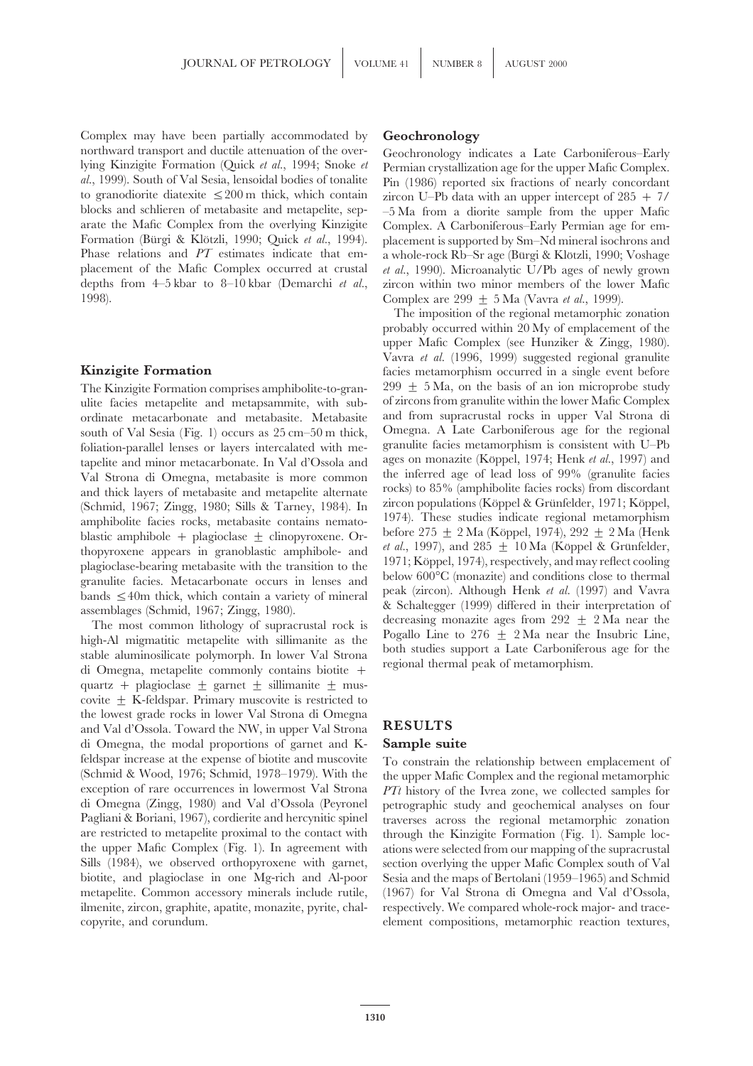Complex may have been partially accommodated by northward transport and ductile attenuation of the overlying Kinzigite Formation (Quick *et al.*, 1994; Snoke *et al.*, 1999). South of Val Sesia, lensoidal bodies of tonalite to granodiorite diatexite ≤200 m thick, which contain blocks and schlieren of metabasite and metapelite, separate the Mafic Complex from the overlying Kinzigite Formation (Bürgi & Klötzli, 1990; Quick *et al.*, 1994). Phase relations and *PT* estimates indicate that emplacement of the Mafic Complex occurred at crustal depths from 4–5 kbar to 8–10 kbar (Demarchi *et al.*, 1998).

## Kinzigite Formation

The Kinzigite Formation comprises amphibolite-to-granulite facies metapelite and metapsammite, with subordinate metacarbonate and metabasite. Metabasite south of Val Sesia (Fig. 1) occurs as 25 cm–50 m thick, foliation-parallel lenses or layers intercalated with metapelite and minor metacarbonate. In Val d'Ossola and Val Strona di Omegna, metabasite is more common and thick layers of metabasite and metapelite alternate (Schmid, 1967; Zingg, 1980; Sills & Tarney, 1984). In amphibolite facies rocks, metabasite contains nematoblastic amphibole + plagioclase ± clinopyroxene. Orthopyroxene appears in granoblastic amphibole- and plagioclase-bearing metabasite with the transition to the granulite facies. Metacarbonate occurs in lenses and bands ≤40m thick, which contain a variety of mineral assemblages (Schmid, 1967; Zingg, 1980).

The most common lithology of supracrustal rock is high-Al migmatitic metapelite with sillimanite as the stable aluminosilicate polymorph. In lower Val Strona di Omegna, metapelite commonly contains biotite + quartz + plagioclase ± garnet ± sillimanite ± muscovite ± K-feldspar. Primary muscovite is restricted to the lowest grade rocks in lower Val Strona di Omegna and Val d'Ossola. Toward the NW, in upper Val Strona di Omegna, the modal proportions of garnet and K-feldspar increase at the expense of biotite and muscovite (Schmid & Wood, 1976; Schmid, 1978–1979). With the exception of rare occurrences in lowermost Val Strona di Omegna (Zingg, 1980) and Val d'Ossola (Peyronel Pagliani & Boriani, 1967), cordierite and hercynitic spinel are restricted to metapelite proximal to the contact with the upper Mafic Complex (Fig. 1). In agreement with Sills (1984), we observed orthopyroxene with garnet, biotite, and plagioclase in one Mg-rich and Al-poor metapelite. Common accessory minerals include rutile, ilmenite, zircon, graphite, apatite, monazite, pyrite, chalcopyrite, and corundum.

## Geochronology

Geochronology indicates a Late Carboniferous–Early Permian crystallization age for the upper Mafic Complex. Pin (1986) reported six fractions of nearly concordant zircon U–Pb data with an upper intercept of 285 + 7/ –5 Ma from a diorite sample from the upper Mafic Complex. A Carboniferous–Early Permian age for emplacement is supported by Sm–Nd mineral isochrons and a whole-rock Rb–Sr age (Bürgi & Klötzli, 1990; Voshage *et al.*, 1990). Microanalytic U/Pb ages of newly grown zircon within two minor members of the lower Mafic Complex are 299 ± 5 Ma (Vavra *et al.*, 1999).

The imposition of the regional metamorphic zonation probably occurred within 20 My of emplacement of the upper Mafic Complex (see Hunziker & Zingg, 1980). Vavra *et al.* (1996, 1999) suggested regional granulite facies metamorphism occurred in a single event before 299 ± 5 Ma, on the basis of an ion microprobe study of zircons from granulite within the lower Mafic Complex and from supracrustal rocks in upper Val Strona di Omegna. A Late Carboniferous age for the regional granulite facies metamorphism is consistent with U–Pb ages on monazite (Köppel, 1974; Henk *et al.*, 1997) and the inferred age of lead loss of 99% (granulite facies rocks) to 85% (amphibolite facies rocks) from discordant zircon populations (Köppel & Grünfelder, 1971; Köppel, 1974). These studies indicate regional metamorphism before 275 ± 2 Ma (Köppel, 1974), 292 ± 2 Ma (Henk *et al.*, 1997), and 285 ± 10 Ma (Köppel & Grünfelder, 1971; Köppel, 1974), respectively, and may reflect cooling below 600°C (monazite) and conditions close to thermal peak (zircon). Although Henk *et al.* (1997) and Vavra & Schaltegger (1999) differed in their interpretation of decreasing monazite ages from 292 ± 2 Ma near the Pogallo Line to 276 ± 2 Ma near the Insubric Line, both studies support a Late Carboniferous age for the regional thermal peak of metamorphism.

# RESULTS

## Sample suite

To constrain the relationship between emplacement of the upper Mafic Complex and the regional metamorphic *PTt* history of the Ivrea zone, we collected samples for petrographic study and geochemical analyses on four traverses across the regional metamorphic zonation through the Kinzigite Formation (Fig. 1). Sample locations were selected from our mapping of the supracrustal section overlying the upper Mafic Complex south of Val Sesia and the maps of Bertolani (1959–1965) and Schmid (1967) for Val Strona di Omegna and Val d'Ossola, respectively. We compared whole-rock major- and trace-element compositions, metamorphic reaction textures,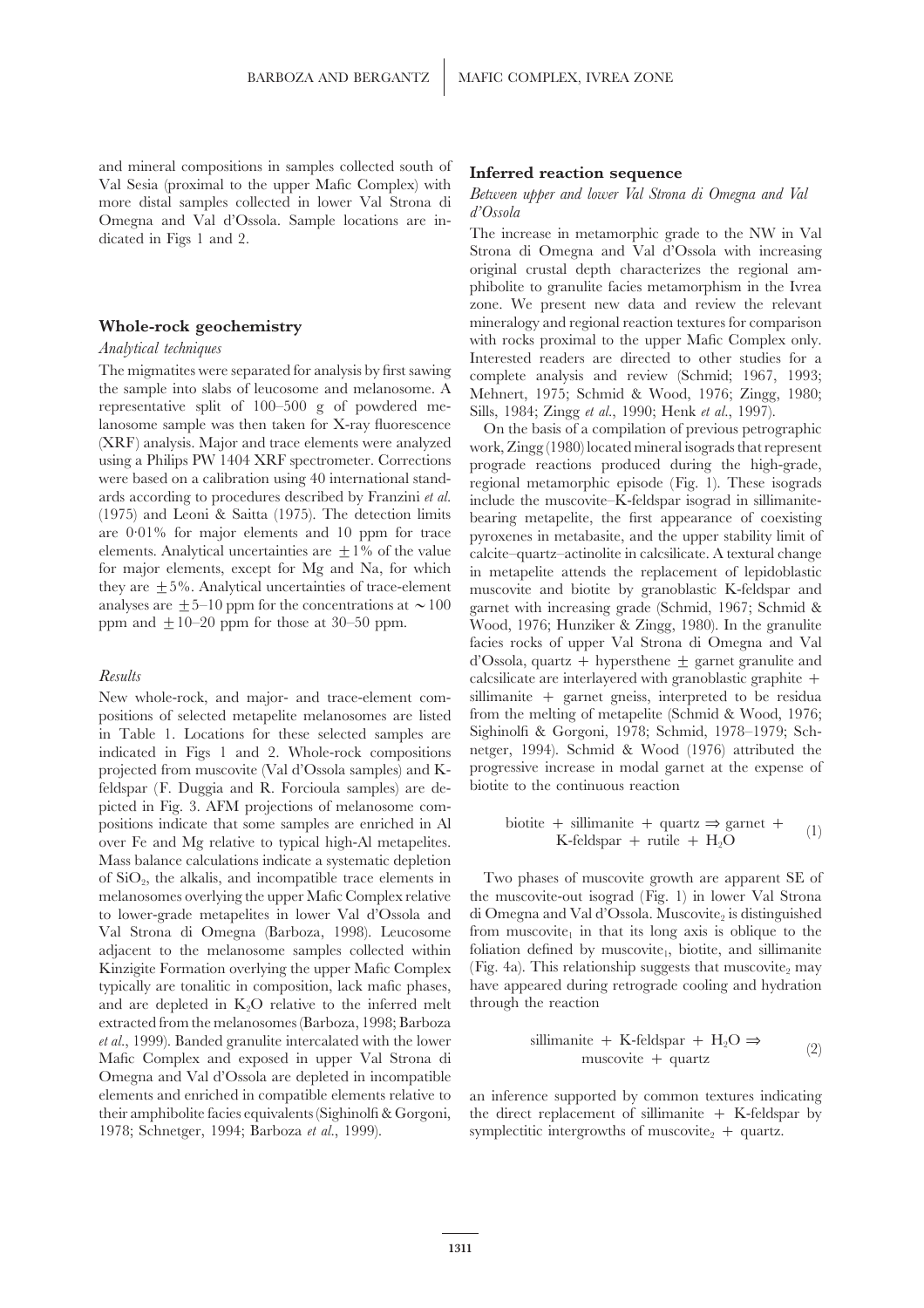and mineral compositions in samples collected south of Val Sesia (proximal to the upper Mafic Complex) with more distal samples collected in lower Val Strona di Omegna and Val d'Ossola. Sample locations are indicated in Figs 1 and 2.

## Whole-rock geochemistry

### *Analytical techniques*

The migmatites were separated for analysis by first sawing the sample into slabs of leucosome and melanosome. A representative split of 100–500 g of powdered melanosome sample was then taken for X-ray fluorescence (XRF) analysis. Major and trace elements were analyzed using a Philips PW 1404 XRF spectrometer. Corrections were based on a calibration using 40 international standards according to procedures described by Franzini *et al.* (1975) and Leoni & Saitta (1975). The detection limits are 0·01% for major elements and 10 ppm for trace elements. Analytical uncertainties are $\pm 1\%$ of the value for major elements, except for Mg and Na, for which they are $\pm 5\%$. Analytical uncertainties of trace-element analyses are $\pm 5$–10 ppm for the concentrations at $\sim 100$ ppm and $\pm 10$–20 ppm for those at 30–50 ppm.

### *Results*

New whole-rock, and major- and trace-element compositions of selected metapelite melanosomes are listed in Table 1. Locations for these selected samples are indicated in Figs 1 and 2. Whole-rock compositions projected from muscovite (Val d'Ossola samples) and K-feldspar (F. Duggia and R. Forcioula samples) are depicted in Fig. 3. AFM projections of melanosome compositions indicate that some samples are enriched in Al over Fe and Mg relative to typical high-Al metapelites. Mass balance calculations indicate a systematic depletion of $SiO_2$, the alkalis, and incompatible trace elements in melanosomes overlying the upper Mafic Complex relative to lower-grade metapelites in lower Val d'Ossola and Val Strona di Omegna (Barboza, 1998). Leucosome adjacent to the melanosome samples collected within Kinzigite Formation overlying the upper Mafic Complex typically are tonalitic in composition, lack mafic phases, and are depleted in $K_2O$ relative to the inferred melt extracted from the melanosomes (Barboza, 1998; Barboza *et al.*, 1999). Banded granulite intercalated with the lower Mafic Complex and exposed in upper Val Strona di Omegna and Val d'Ossola are depleted in incompatible elements and enriched in compatible elements relative to their amphibolite facies equivalents (Sighinolfi & Gorgoni, 1978; Schnetger, 1994; Barboza *et al.*, 1999).

## Inferred reaction sequence

### *Between upper and lower Val Strona di Omegna and Val d'Ossola*

The increase in metamorphic grade to the NW in Val Strona di Omegna and Val d'Ossola with increasing original crustal depth characterizes the regional amphibolite to granulite facies metamorphism in the Ivrea zone. We present new data and review the relevant mineralogy and regional reaction textures for comparison with rocks proximal to the upper Mafic Complex only. Interested readers are directed to other studies for a complete analysis and review (Schmid; 1967, 1993; Mehnert, 1975; Schmid & Wood, 1976; Zingg, 1980; Sills, 1984; Zingg *et al.*, 1990; Henk *et al.*, 1997).

On the basis of a compilation of previous petrographic work, Zingg (1980) located mineral isograds that represent prograde reactions produced during the high-grade, regional metamorphic episode (Fig. 1). These isograds include the muscovite–K-feldspar isograd in sillimanite-bearing metapelite, the first appearance of coexisting pyroxenes in metabasite, and the upper stability limit of calcite–quartz–actinolite in calcsilicate. A textural change in metapelite attends the replacement of lepidoblastic muscovite and biotite by granoblastic K-feldspar and garnet with increasing grade (Schmid, 1967; Schmid & Wood, 1976; Hunziker & Zingg, 1980). In the granulite facies rocks of upper Val Strona di Omegna and Val d'Ossola, quartz + hypersthene ± garnet granulite and calcsilicate are interlayered with granoblastic graphite + sillimanite + garnet gneiss, interpreted to be residua from the melting of metapelite (Schmid & Wood, 1976; Sighinolfi & Gorgoni, 1978; Schmid, 1978–1979; Schnetger, 1994). Schmid & Wood (1976) attributed the progressive increase in modal garnet at the expense of biotite to the continuous reaction

$$\text{biotite} + \text{sillimanite} + \text{quartz} \Rightarrow \text{garnet} + \text{K-feldspar} + \text{rutile} + H_2O \tag{1}$$

Two phases of muscovite growth are apparent SE of the muscovite-out isograd (Fig. 1) in lower Val Strona di Omegna and Val d'Ossola. Muscovite$_2$ is distinguished from muscovite$_1$ in that its long axis is oblique to the foliation defined by muscovite$_1$, biotite, and sillimanite (Fig. 4a). This relationship suggests that muscovite$_2$ may have appeared during retrograde cooling and hydration through the reaction

$$\text{sillimanite} + \text{K-feldspar} + H_2O \Rightarrow \text{muscovite} + \text{quartz} \tag{2}$$

an inference supported by common textures indicating the direct replacement of sillimanite + K-feldspar by symplectitic intergrowths of muscovite$_2$ + quartz.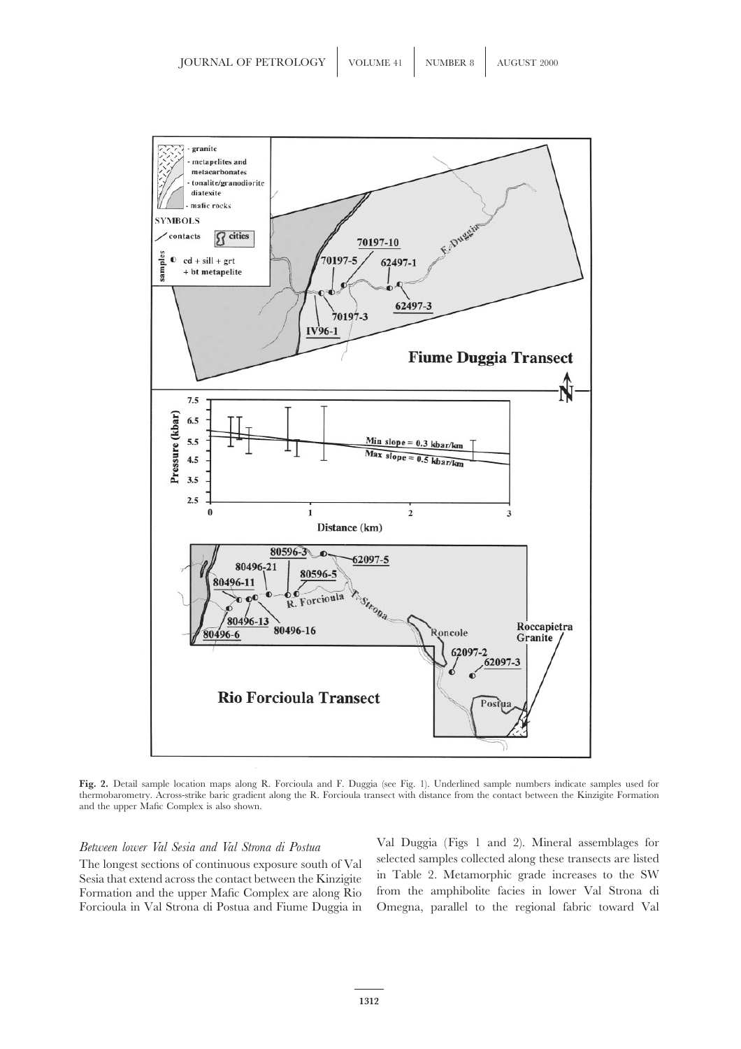**Fig. 2.** Detail sample location maps along R. Forcioula and F. Duggia (see Fig. 1). Underlined sample numbers indicate samples used for thermobarometry. Across-strike baric gradient along the R. Forcioula transect with distance from the contact between the Kinzigite Formation and the upper Mafic Complex is also shown.

*Between lower Val Sesia and Val Strona di Postua*

The longest sections of continuous exposure south of Val Sesia that extend across the contact between the Kinzigite Formation and the upper Mafic Complex are along Rio Forcioula in Val Strona di Postua and Fiume Duggia in Val Duggia (Figs 1 and 2). Mineral assemblages for selected samples collected along these transects are listed in Table 2. Metamorphic grade increases to the SW from the amphibolite facies in lower Val Strona di Omegna, parallel to the regional fabric toward Val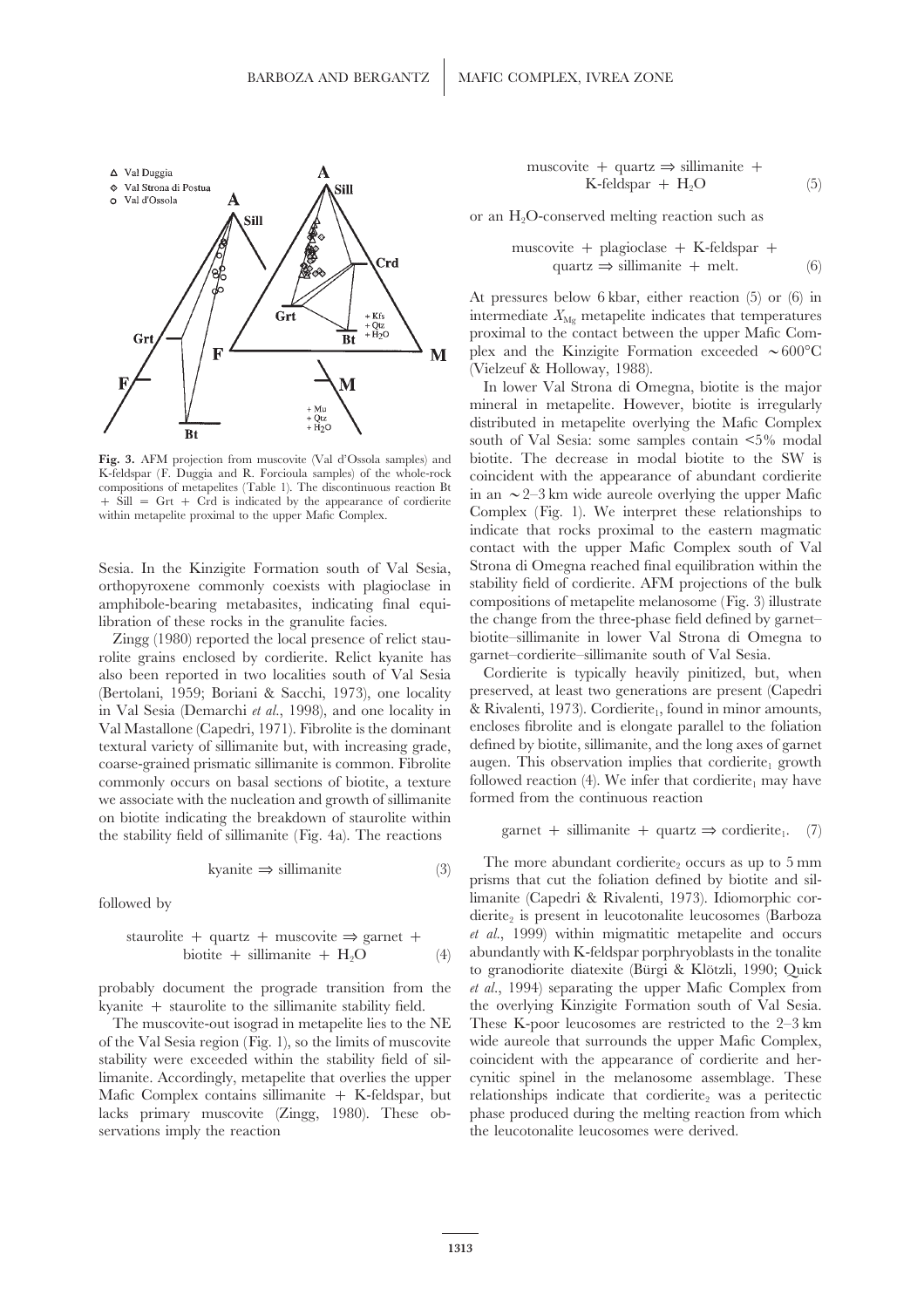**Fig. 3.** AFM projection from muscovite (Val d'Ossola samples) and K-feldspar (F. Duggia and R. Forcioula samples) of the whole-rock compositions of metapelites (Table 1). The discontinuous reaction Bt + Sill = Grt + Crd is indicated by the appearance of cordierite within metapelite proximal to the upper Mafic Complex.

Sesia. In the Kinzigite Formation south of Val Sesia, orthopyroxene commonly coexists with plagioclase in amphibole-bearing metabasites, indicating final equilibration of these rocks in the granulite facies.

Zingg (1980) reported the local presence of relict staurolite grains enclosed by cordierite. Relict kyanite has also been reported in two localities south of Val Sesia (Bertolani, 1959; Boriani & Sacchi, 1973), one locality in Val Sesia (Demarchi *et al.*, 1998), and one locality in Val Mastallone (Capedri, 1971). Fibrolite is the dominant textural variety of sillimanite but, with increasing grade, coarse-grained prismatic sillimanite is common. Fibrolite commonly occurs on basal sections of biotite, a texture we associate with the nucleation and growth of sillimanite on biotite indicating the breakdown of staurolite within the stability field of sillimanite (Fig. 4a). The reactions

$$\text{kyanite} \Rightarrow \text{sillimanite} \tag{3}$$

followed by

$$\text{staurolite} + \text{quartz} + \text{muscovite} \Rightarrow \text{garnet} + \text{biotite} + \text{sillimanite} + H_2O \tag{4}$$

probably document the prograde transition from the kyanite + staurolite to the sillimanite stability field.

The muscovite-out isograd in metapelite lies to the NE of the Val Sesia region (Fig. 1), so the limits of muscovite stability were exceeded within the stability field of sillimanite. Accordingly, metapelite that overlies the upper Mafic Complex contains sillimanite + K-feldspar, but lacks primary muscovite (Zingg, 1980). These observations imply the reaction

$$\text{muscovite} + \text{quartz} \Rightarrow \text{sillimanite} + \text{K-feldspar} + H_2O \tag{5}$$

or an $H_2O$-conserved melting reaction such as

$$\text{muscovite} + \text{plagioclase} + \text{K-feldspar} + \text{quartz} \Rightarrow \text{sillimanite} + \text{melt}. \tag{6}$$

At pressures below 6 kbar, either reaction (5) or (6) in intermediate $X_{Mg}$ metapelite indicates that temperatures proximal to the contact between the upper Mafic Complex and the Kinzigite Formation exceeded ~600°C (Vielzeuf & Holloway, 1988).

In lower Val Strona di Omegna, biotite is the major mineral in metapelite. However, biotite is irregularly distributed in metapelite overlying the Mafic Complex south of Val Sesia: some samples contain <5% modal biotite. The decrease in modal biotite to the SW is coincident with the appearance of abundant cordierite in an ~2–3 km wide aureole overlying the upper Mafic Complex (Fig. 1). We interpret these relationships to indicate that rocks proximal to the eastern magmatic contact with the upper Mafic Complex south of Val Strona di Omegna reached final equilibration within the stability field of cordierite. AFM projections of the bulk compositions of metapelite melanosome (Fig. 3) illustrate the change from the three-phase field defined by garnet–biotite–sillimanite in lower Val Strona di Omegna to garnet–cordierite–sillimanite south of Val Sesia.

Cordierite is typically heavily pinitized, but, when preserved, at least two generations are present (Capedri & Rivalenti, 1973). Cordierite$_1$, found in minor amounts, encloses fibrolite and is elongate parallel to the foliation defined by biotite, sillimanite, and the long axes of garnet augen. This observation implies that cordierite$_1$ growth followed reaction (4). We infer that cordierite$_1$ may have formed from the continuous reaction

$$\text{garnet} + \text{sillimanite} + \text{quartz} \Rightarrow \text{cordierite}_1. \tag{7}$$

The more abundant cordierite$_2$ occurs as up to 5 mm prisms that cut the foliation defined by biotite and sillimanite (Capedri & Rivalenti, 1973). Idiomorphic cordierite$_2$ is present in leucotonalite leucosomes (Barboza *et al.*, 1999) within migmatitic metapelite and occurs abundantly with K-feldspar porphyroblasts in the tonalite to granodiorite diatexite (Bürgi & Klötzli, 1990; Quick *et al.*, 1994) separating the upper Mafic Complex from the overlying Kinzigite Formation south of Val Sesia. These K-poor leucosomes are restricted to the 2–3 km wide aureole that surrounds the upper Mafic Complex, coincident with the appearance of cordierite and hercynitic spinel in the melanosome assemblage. These relationships indicate that cordierite$_2$ was a peritectic phase produced during the melting reaction from which the leucotonalite leucosomes were derived.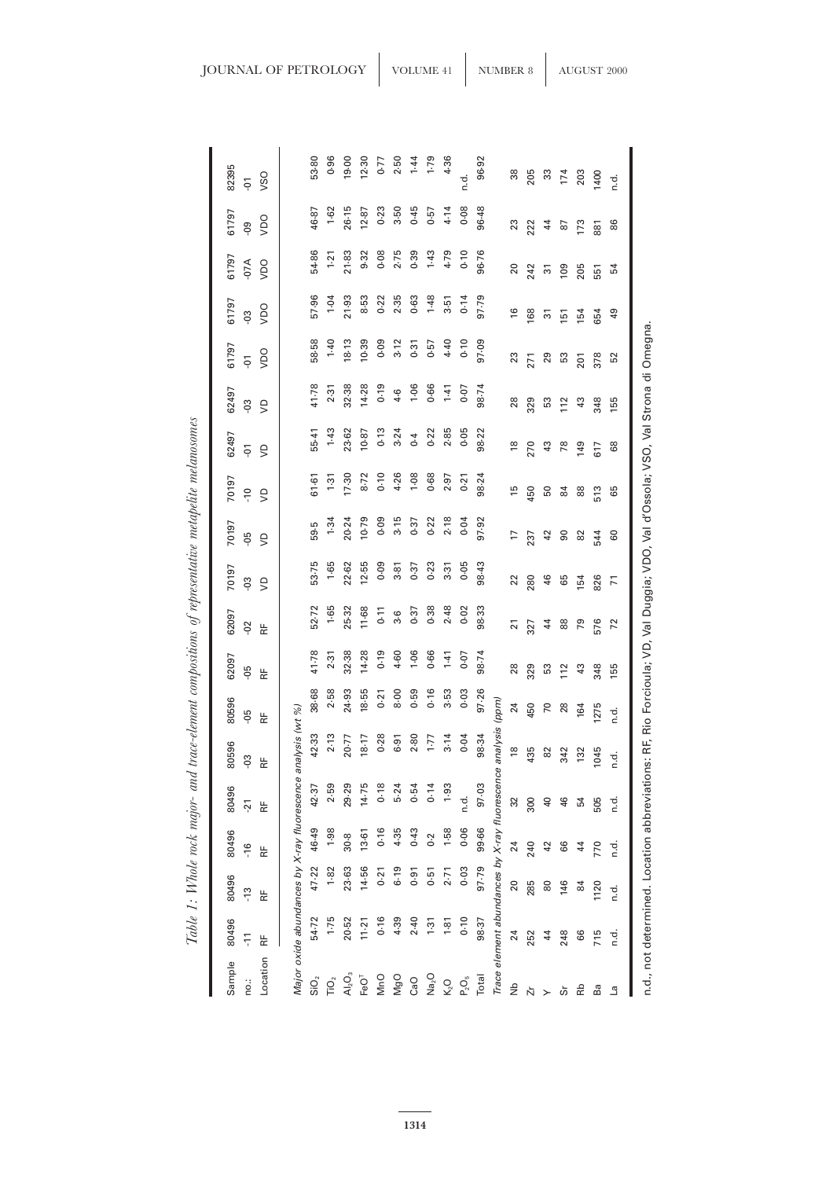Table 1: *Whole rock major- and trace-element compositions of representative metapelite melanosomes*

| Sample no.: | 80496 -11 | 80496 -13 | 80496 -16 | 80496 -21 | 80596 -03 | 80596 -05 | 62097 -05 | 62097 -02 | 70197 -03 | 70197 -05 | 70197 -10 | 62497 -01 | 62497 -03 | 61797 -01 | 61797 -03 | 61797 -07A | 61797 -09 | 82395 -01 |
|---|---|---|---|---|---|---|---|---|---|---|---|---|---|---|---|---|---|---|
| Location | RF | RF | RF | RF | RF | RF | RF | RF | VD | VD | VD | VD | VD | VDO | VDO | VDO | VDO | VSO |
| *Major oxide abundances by X-ray fluorescence analysis (wt %)* | | | | | | | | | | | | | | | | | | |
| $SiO_2$ | 54·72 | 47·22 | 46·49 | 42·37 | 42·33 | 38·68 | 41·78 | 52·72 | 53·75 | 59·5 | 61·61 | 55·41 | 41·78 | 58·58 | 57·96 | 54·86 | 46·87 | 53·80 |
| $TiO_2$ | 1·75 | 1·82 | 1·98 | 2·59 | 2·13 | 2·58 | 2·31 | 1·65 | 1·65 | 1·34 | 1·31 | 1·43 | 2·31 | 1·40 | 1·04 | 1·21 | 1·62 | 0·96 |
| $Al_2O_3$ | 20·52 | 23·63 | 30·8 | 29·29 | 20·77 | 24·93 | 32·38 | 25·32 | 22·62 | 20·24 | 17·30 | 23·62 | 32·38 | 18·13 | 21·93 | 21·83 | 26·15 | 19·00 |
| $FeO^T$ | 11·21 | 14·56 | 13·61 | 14·75 | 18·17 | 18·55 | 14·28 | 11·68 | 12·55 | 10·79 | 8·72 | 10·87 | 14·28 | 10·39 | 8·53 | 9·32 | 12·87 | 12·30 |
| MnO | 0·16 | 0·21 | 0·16 | 0·18 | 0·28 | 0·21 | 0·19 | 0·11 | 0·09 | 0·09 | 0·10 | 0·13 | 0·19 | 0·09 | 0·22 | 0·08 | 0·23 | 0·77 |
| MgO | 4·39 | 6·19 | 4·35 | 5·24 | 6·91 | 8·00 | 4·60 | 3·6 | 3·81 | 3·15 | 4·26 | 3·24 | 4·6 | 3·12 | 2·35 | 2·75 | 3·50 | 2·50 |
| CaO | 2·40 | 0·91 | 0·43 | 0·54 | 2·80 | 0·59 | 1·06 | 0·37 | 0·37 | 0·37 | 1·08 | 0·4 | 1·06 | 0·31 | 0·63 | 0·39 | 0·45 | 1·44 |
| $Na_2O$ | 1·31 | 0·51 | 0·2 | 0·14 | 1·77 | 0·16 | 0·66 | 0·38 | 0·23 | 0·22 | 0·68 | 0·22 | 0·66 | 0·57 | 1·48 | 1·43 | 0·57 | 1·79 |
| $K_2O$ | 1·81 | 2·71 | 1·58 | 1·93 | 3·14 | 3·53 | 1·41 | 2·48 | 3·31 | 2·18 | 2·97 | 2·85 | 1·41 | 4·40 | 3·51 | 4·79 | 4·14 | 4·36 |
| $P_2O_5$ | 0·10 | 0·03 | 0·06 | n.d. | 0·04 | 0·03 | 0·07 | 0·02 | 0·05 | 0·04 | 0·21 | 0·05 | 0·07 | 0·10 | 0·14 | 0·10 | 0·08 | n.d. |
| Total | 98·37 | 97·79 | 99·66 | 97·03 | 98·34 | 97·26 | 98·74 | 98·33 | 98·43 | 97·92 | 98·24 | 98·22 | 98·74 | 97·09 | 97·79 | 96·76 | 96·48 | 96·92 |
| *Trace element abundances by X-ray fluorescence analysis (ppm)* | | | | | | | | | | | | | | | | | | |
| Nb | 24 | 20 | 24 | 32 | 18 | 24 | 28 | 21 | 22 | 17 | 15 | 18 | 28 | 23 | 16 | 20 | 23 | 38 |
| Zr | 252 | 285 | 240 | 300 | 435 | 450 | 329 | 327 | 280 | 237 | 450 | 270 | 329 | 271 | 168 | 242 | 222 | 205 |
| Y | 44 | 80 | 42 | 40 | 82 | 70 | 53 | 44 | 46 | 42 | 50 | 43 | 53 | 29 | 31 | 31 | 44 | 33 |
| Sr | 248 | 146 | 66 | 46 | 342 | 28 | 112 | 88 | 65 | 90 | 84 | 78 | 112 | 53 | 151 | 109 | 87 | 174 |
| Rb | 66 | 84 | 44 | 54 | 132 | 164 | 43 | 79 | 154 | 82 | 88 | 149 | 43 | 201 | 154 | 205 | 173 | 203 |
| Ba | 715 | 1120 | 770 | 505 | 1045 | 1275 | 348 | 576 | 826 | 544 | 513 | 617 | 348 | 378 | 654 | 551 | 881 | 1400 |
| La | n.d. | n.d. | n.d. | n.d. | n.d. | n.d. | 155 | 72 | 71 | 60 | 65 | 68 | 155 | 52 | 49 | 54 | 86 | n.d. |

n.d., not determined. Location abbreviations: RF, Rio Forcioula; VD, Val Duggia; VDO, Val d'Ossola; VSO, Val Strona di Omegna.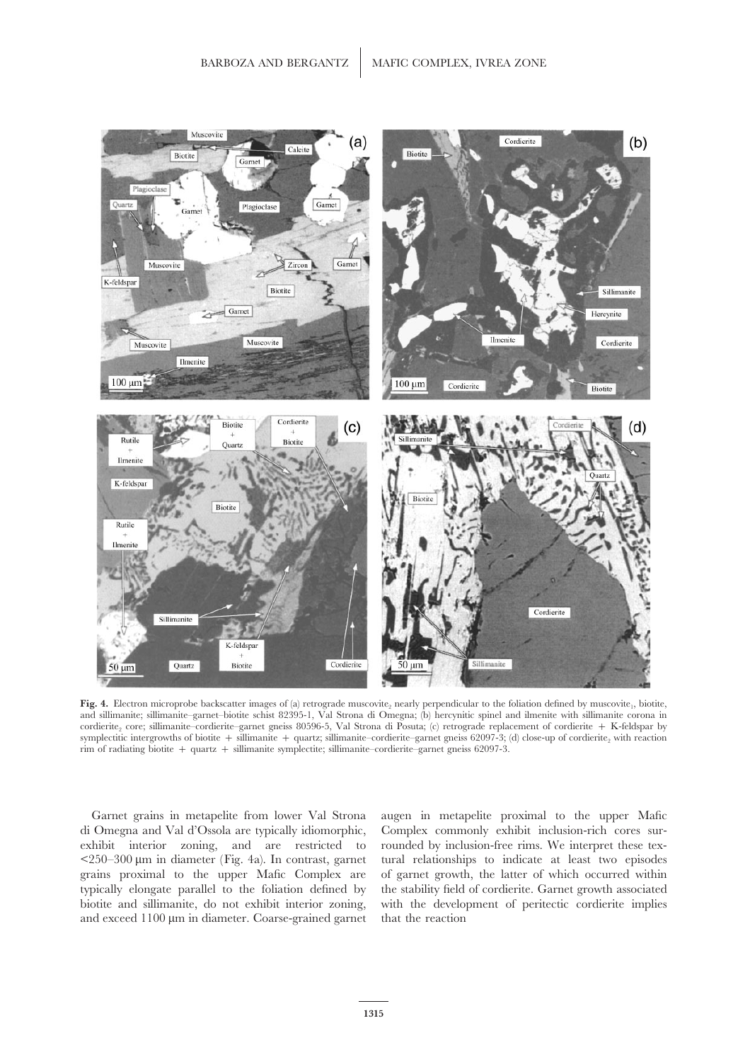**Fig. 4.** Electron microprobe backscatter images of (a) retrograde muscovite$_2$ nearly perpendicular to the foliation defined by muscovite$_1$, biotite, and sillimanite; sillimanite–garnet–biotite schist 82395-1, Val Strona di Omegna; (b) hercynitic spinel and ilmenite with sillimanite corona in cordierite$_2$ core; sillimanite–cordierite–garnet gneiss 80596-5, Val Strona di Posuta; (c) retrograde replacement of cordierite + K-feldspar by symplectitic intergrowths of biotite + sillimanite + quartz; sillimanite–cordierite–garnet gneiss 62097-3; (d) close-up of cordierite$_2$ with reaction rim of radiating biotite + quartz + sillimanite symplectite; sillimanite–cordierite–garnet gneiss 62097-3.

Garnet grains in metapelite from lower Val Strona di Omegna and Val d'Ossola are typically idiomorphic, exhibit interior zoning, and are restricted to <250–300 μm in diameter (Fig. 4a). In contrast, garnet grains proximal to the upper Mafic Complex are typically elongate parallel to the foliation defined by biotite and sillimanite, do not exhibit interior zoning, and exceed 1100 μm in diameter. Coarse-grained garnet augen in metapelite proximal to the upper Mafic Complex commonly exhibit inclusion-rich cores surrounded by inclusion-free rims. We interpret these textural relationships to indicate at least two episodes of garnet growth, the latter of which occurred within the stability field of cordierite. Garnet growth associated with the development of peritectic cordierite implies that the reaction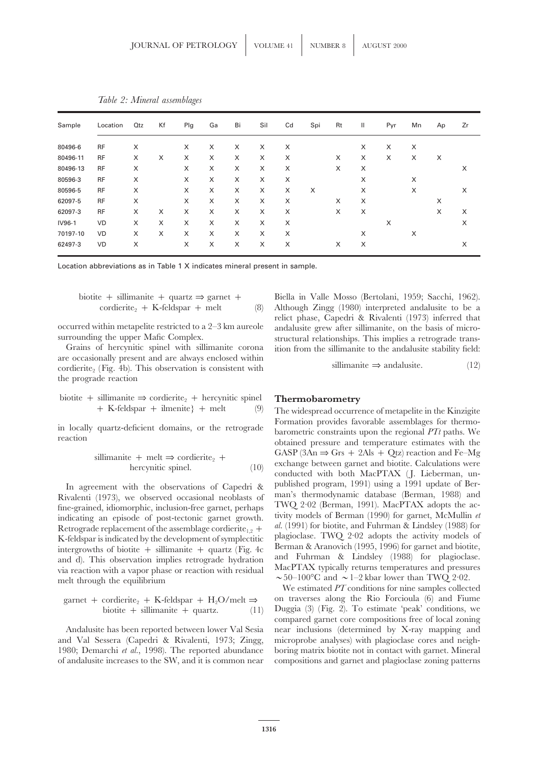*Table 2: Mineral assemblages*

| Sample | Location | Qtz | Kf | Plg | Ga | Bi | Sil | Cd | Spi | Rt | Il | Pyr | Mn | Ap | Zr |
|---|---|---|---|---|---|---|---|---|---|---|---|---|---|---|---|
| 80496-6 | RF | X | | X | X | X | X | X | | | X | X | X | | |
| 80496-11 | RF | X | X | X | X | X | X | X | | X | X | X | X | X | |
| 80496-13 | RF | X | | X | X | X | X | X | | X | X | | | | X |
| 80596-3 | RF | X | | X | X | X | X | X | | | X | | X | | |
| 80596-5 | RF | X | | X | X | X | X | X | X | | X | | X | | X |
| 62097-5 | RF | X | | X | X | X | X | X | | X | X | | | X | |
| 62097-3 | RF | X | X | X | X | X | X | X | | X | X | | | X | X |
| IV96-1 | VD | X | X | X | X | X | X | X | | | | X | | | X |
| 70197-10 | VD | X | X | X | X | X | X | X | | | X | | X | | |
| 62497-3 | VD | X | | X | X | X | X | X | | X | X | | | | X |

Location abbreviations as in Table 1 X indicates mineral present in sample.

$$\text{biotite} + \text{sillimanite} + \text{quartz} \Rightarrow \text{garnet} + \text{cordierite}_2 + \text{K-feldspar} + \text{melt} \quad (8)$$

occurred within metapelite restricted to a 2–3 km aureole surrounding the upper Mafic Complex.

Grains of hercynitic spinel with sillimanite corona are occasionally present and are always enclosed within cordierite$_2$ (Fig. 4b). This observation is consistent with the prograde reaction

$$\text{biotite} + \text{sillimanite} \Rightarrow \text{cordierite}_2 + \text{hercynitic spinel} + \text{K-feldspar} + \text{ilmenite}\} + \text{melt} \quad (9)$$

in locally quartz-deficient domains, or the retrograde reaction

$$\text{sillimanite} + \text{melt} \Rightarrow \text{cordierite}_2 + \text{hercynitic spinel}. \quad (10)$$

In agreement with the observations of Capedri & Rivalenti (1973), we observed occasional neoblasts of fine-grained, idiomorphic, inclusion-free garnet, perhaps indicating an episode of post-tectonic garnet growth. Retrograde replacement of the assemblage cordierite$_{1,2}$ + K-feldspar is indicated by the development of symplectitic intergrowths of biotite + sillimanite + quartz (Fig. 4c and d). This observation implies retrograde hydration via reaction with a vapor phase or reaction with residual melt through the equilibrium

$$\text{garnet} + \text{cordierite}_2 + \text{K-feldspar} + H_2O/\text{melt} \Rightarrow \text{biotite} + \text{sillimanite} + \text{quartz}. \quad (11)$$

Andalusite has been reported between lower Val Sesia and Val Sessera (Capedri & Rivalenti, 1973; Zingg, 1980; Demarchi *et al.*, 1998). The reported abundance of andalusite increases to the SW, and it is common near Biella in Valle Mosso (Bertolani, 1959; Sacchi, 1962). Although Zingg (1980) interpreted andalusite to be a relict phase, Capedri & Rivalenti (1973) inferred that andalusite grew after sillimanite, on the basis of microstructural relationships. This implies a retrograde transition from the sillimanite to the andalusite stability field:

$$\text{sillimanite} \Rightarrow \text{andalusite}. \quad (12)$$

## Thermobarometry

The widespread occurrence of metapelite in the Kinzigite Formation provides favorable assemblages for thermobarometric constraints upon the regional *PTt* paths. We obtained pressure and temperature estimates with the GASP (3An ⇒ Grs + 2Als + Qtz) reaction and Fe–Mg exchange between garnet and biotite. Calculations were conducted with both MacPTAX (J. Lieberman, unpublished program, 1991) using a 1991 update of Berman's thermodynamic database (Berman, 1988) and TWQ 2·02 (Berman, 1991). MacPTAX adopts the activity models of Berman (1990) for garnet, McMullin *et al.* (1991) for biotite, and Fuhrman & Lindsley (1988) for plagioclase. TWQ 2·02 adopts the activity models of Berman & Aranovich (1995, 1996) for garnet and biotite, and Fuhrman & Lindsley (1988) for plagioclase. MacPTAX typically returns temperatures and pressures ~50–100°C and ~1–2 kbar lower than TWQ 2·02.

We estimated *PT* conditions for nine samples collected on traverses along the Rio Forcioula (6) and Fiume Duggia (3) (Fig. 2). To estimate 'peak' conditions, we compared garnet core compositions free of local zoning near inclusions (determined by X-ray mapping and microprobe analyses) with plagioclase cores and neighboring matrix biotite not in contact with garnet. Mineral compositions and garnet and plagioclase zoning patterns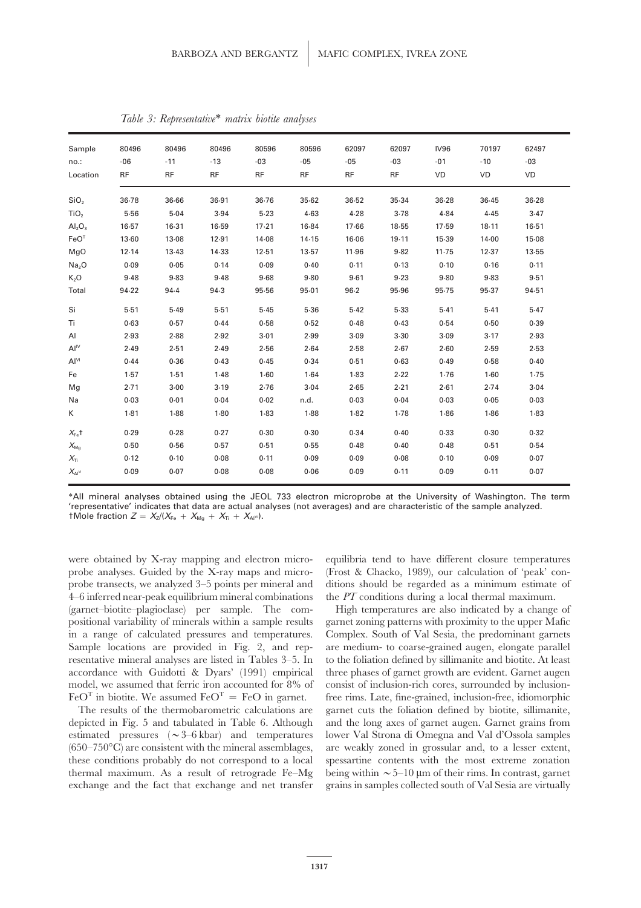*Table 3: Representative\* matrix biotite analyses*

| Sample no.: | 80496 -06 | 80496 -11 | 80496 -13 | 80596 -03 | 80596 -05 | 62097 -05 | 62097 -03 | IV96 -01 | 70197 -10 | 62497 -03 |
|---|---|---|---|---|---|---|---|---|---|---|
| Location | RF | RF | RF | RF | RF | RF | RF | VD | VD | VD |
| $SiO_2$ | 36·78 | 36·66 | 36·91 | 36·76 | 35·62 | 36·52 | 35·34 | 36·28 | 36·45 | 36·28 |
| $TiO_2$ | 5·56 | 5·04 | 3·94 | 5·23 | 4·63 | 4·28 | 3·78 | 4·84 | 4·45 | 3·47 |
| $Al_2O_3$ | 16·57 | 16·31 | 16·59 | 17·21 | 16·84 | 17·66 | 18·55 | 17·59 | 18·11 | 16·51 |
| $FeO^T$ | 13·60 | 13·08 | 12·91 | 14·08 | 14·15 | 16·06 | 19·11 | 15·39 | 14·00 | 15·08 |
| MgO | 12·14 | 13·43 | 14·33 | 12·51 | 13·57 | 11·96 | 9·82 | 11·75 | 12·37 | 13·55 |
| $Na_2O$ | 0·09 | 0·05 | 0·14 | 0·09 | 0·40 | 0·11 | 0·13 | 0·10 | 0·16 | 0·11 |
| $K_2O$ | 9·48 | 9·83 | 9·48 | 9·68 | 9·80 | 9·61 | 9·23 | 9·80 | 9·83 | 9·51 |
| Total | 94·22 | 94·4 | 94·3 | 95·56 | 95·01 | 96·2 | 95·96 | 95·75 | 95·37 | 94·51 |
| Si | 5·51 | 5·49 | 5·51 | 5·45 | 5·36 | 5·42 | 5·33 | 5·41 | 5·41 | 5·47 |
| Ti | 0·63 | 0·57 | 0·44 | 0·58 | 0·52 | 0·48 | 0·43 | 0·54 | 0·50 | 0·39 |
| Al | 2·93 | 2·88 | 2·92 | 3·01 | 2·99 | 3·09 | 3·30 | 3·09 | 3·17 | 2·93 |
| $Al^{IV}$ | 2·49 | 2·51 | 2·49 | 2·56 | 2·64 | 2·58 | 2·67 | 2·60 | 2·59 | 2·53 |
| $Al^{VI}$ | 0·44 | 0·36 | 0·43 | 0·45 | 0·34 | 0·51 | 0·63 | 0·49 | 0·58 | 0·40 |
| Fe | 1·57 | 1·51 | 1·48 | 1·60 | 1·64 | 1·83 | 2·22 | 1·76 | 1·60 | 1·75 |
| Mg | 2·71 | 3·00 | 3·19 | 2·76 | 3·04 | 2·65 | 2·21 | 2·61 | 2·74 | 3·04 |
| Na | 0·03 | 0·01 | 0·04 | 0·02 | n.d. | 0·03 | 0·04 | 0·03 | 0·05 | 0·03 |
| K | 1·81 | 1·88 | 1·80 | 1·83 | 1·88 | 1·82 | 1·78 | 1·86 | 1·86 | 1·83 |
| $X_{Fe}$† | 0·29 | 0·28 | 0·27 | 0·30 | 0·30 | 0·34 | 0·40 | 0·33 | 0·30 | 0·32 |
| $X_{Mg}$ | 0·50 | 0·56 | 0·57 | 0·51 | 0·55 | 0·48 | 0·40 | 0·48 | 0·51 | 0·54 |
| $X_{Ti}$ | 0·12 | 0·10 | 0·08 | 0·11 | 0·09 | 0·09 | 0·08 | 0·10 | 0·09 | 0·07 |
| $X_{Al^{VI}}$ | 0·09 | 0·07 | 0·08 | 0·08 | 0·06 | 0·09 | 0·11 | 0·09 | 0·11 | 0·07 |

\*All mineral analyses obtained using the JEOL 733 electron microprobe at the University of Washington. The term 'representative' indicates that data are actual analyses (not averages) and are characteristic of the sample analyzed.
†Mole fraction $Z = X_Z/(X_{Fe} + X_{Mg} + X_{Ti} + X_{Al^{VI}})$.

were obtained by X-ray mapping and electron microprobe analyses. Guided by the X-ray maps and microprobe transects, we analyzed 3–5 points per mineral and 4–6 inferred near-peak equilibrium mineral combinations (garnet–biotite–plagioclase) per sample. The compositional variability of minerals within a sample results in a range of calculated pressures and temperatures. Sample locations are provided in Fig. 2, and representative mineral analyses are listed in Tables 3–5. In accordance with Guidotti & Dyars' (1991) empirical model, we assumed that ferric iron accounted for 8% of $FeO^T$ in biotite. We assumed $FeO^T = FeO$ in garnet.

The results of the thermobarometric calculations are depicted in Fig. 5 and tabulated in Table 6. Although estimated pressures (~3–6 kbar) and temperatures (650–750°C) are consistent with the mineral assemblages, these conditions probably do not correspond to a local thermal maximum. As a result of retrograde Fe–Mg exchange and the fact that exchange and net transfer equilibria tend to have different closure temperatures (Frost & Chacko, 1989), our calculation of 'peak' conditions should be regarded as a minimum estimate of the *PT* conditions during a local thermal maximum.

High temperatures are also indicated by a change of garnet zoning patterns with proximity to the upper Mafic Complex. South of Val Sesia, the predominant garnets are medium- to coarse-grained augen, elongate parallel to the foliation defined by sillimanite and biotite. At least three phases of garnet growth are evident. Garnet augen consist of inclusion-rich cores, surrounded by inclusion-free rims. Late, fine-grained, inclusion-free, idiomorphic garnet cuts the foliation defined by biotite, sillimanite, and the long axes of garnet augen. Garnet grains from lower Val Strona di Omegna and Val d'Ossola samples are weakly zoned in grossular and, to a lesser extent, spessartine contents with the most extreme zonation being within ~5–10 μm of their rims. In contrast, garnet grains in samples collected south of Val Sesia are virtually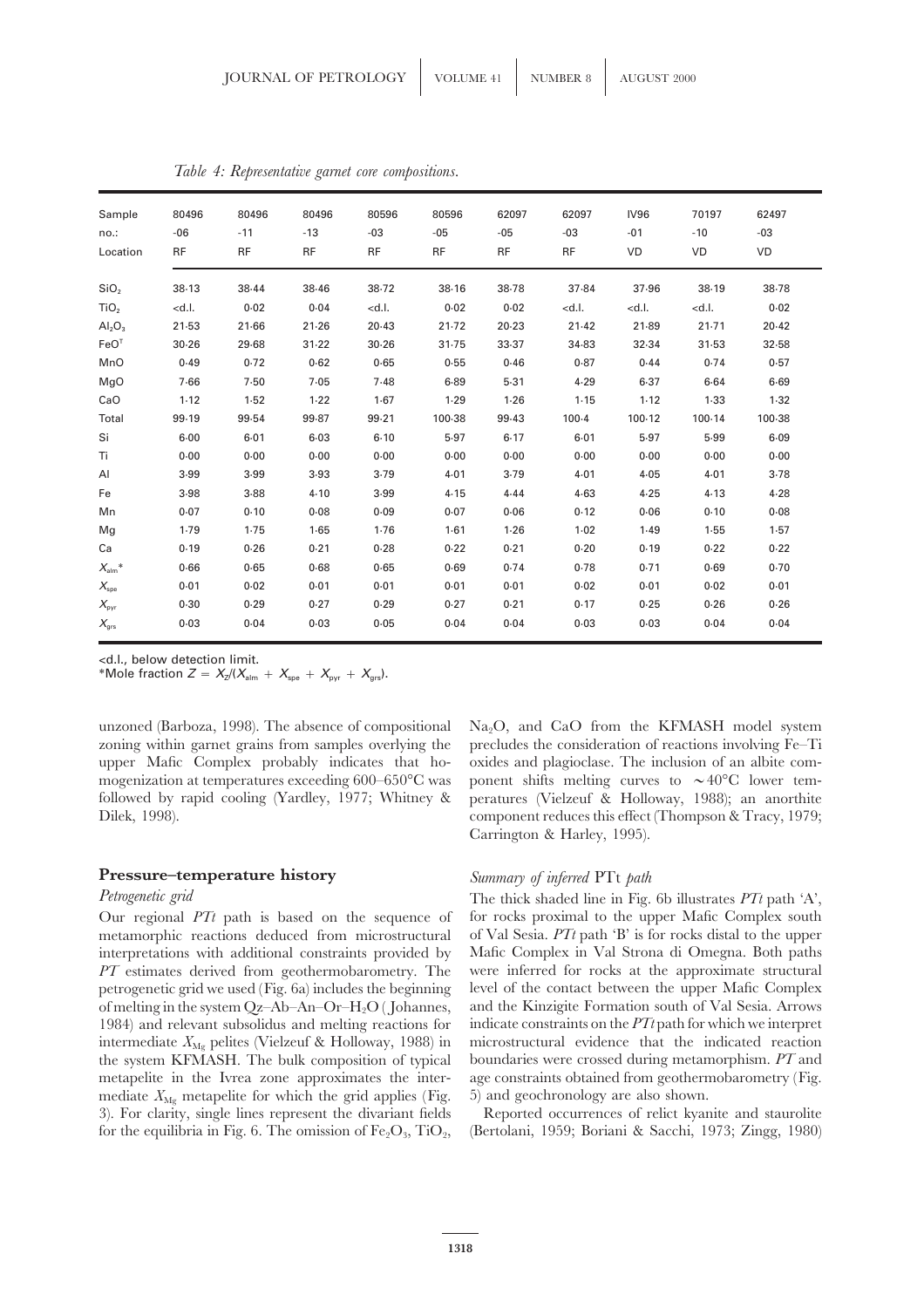*Table 4: Representative garnet core compositions.*

| Sample no.: | 80496 -06 | 80496 -11 | 80496 -13 | 80596 -03 | 80596 -05 | 62097 -05 | 62097 -03 | IV96 -01 | 70197 -10 | 62497 -03 |
|---|---|---|---|---|---|---|---|---|---|---|
| Location | RF | RF | RF | RF | RF | RF | RF | VD | VD | VD |
| $SiO_2$ | 38·13 | 38·44 | 38·46 | 38·72 | 38·16 | 38·78 | 37·84 | 37·96 | 38·19 | 38·78 |
| $TiO_2$ | <d.l. | 0·02 | 0·04 | <d.l. | 0·02 | 0·02 | <d.l. | <d.l. | <d.l. | 0·02 |
| $Al_2O_3$ | 21·53 | 21·66 | 21·26 | 20·43 | 21·72 | 20·23 | 21·42 | 21·89 | 21·71 | 20·42 |
| $FeO^T$ | 30·26 | 29·68 | 31·22 | 30·26 | 31·75 | 33·37 | 34·83 | 32·34 | 31·53 | 32·58 |
| MnO | 0·49 | 0·72 | 0·62 | 0·65 | 0·55 | 0·46 | 0·87 | 0·44 | 0·74 | 0·57 |
| MgO | 7·66 | 7·50 | 7·05 | 7·48 | 6·89 | 5·31 | 4·29 | 6·37 | 6·64 | 6·69 |
| CaO | 1·12 | 1·52 | 1·22 | 1·67 | 1·29 | 1·26 | 1·15 | 1·12 | 1·33 | 1·32 |
| Total | 99·19 | 99·54 | 99·87 | 99·21 | 100·38 | 99·43 | 100·4 | 100·12 | 100·14 | 100·38 |
| Si | 6·00 | 6·01 | 6·03 | 6·10 | 5·97 | 6·17 | 6·01 | 5·97 | 5·99 | 6·09 |
| Ti | 0·00 | 0·00 | 0·00 | 0·00 | 0·00 | 0·00 | 0·00 | 0·00 | 0·00 | 0·00 |
| Al | 3·99 | 3·99 | 3·93 | 3·79 | 4·01 | 3·79 | 4·01 | 4·05 | 4·01 | 3·78 |
| Fe | 3·98 | 3·88 | 4·10 | 3·99 | 4·15 | 4·44 | 4·63 | 4·25 | 4·13 | 4·28 |
| Mn | 0·07 | 0·10 | 0·08 | 0·09 | 0·07 | 0·06 | 0·12 | 0·06 | 0·10 | 0·08 |
| Mg | 1·79 | 1·75 | 1·65 | 1·76 | 1·61 | 1·26 | 1·02 | 1·49 | 1·55 | 1·57 |
| Ca | 0·19 | 0·26 | 0·21 | 0·28 | 0·22 | 0·21 | 0·20 | 0·19 | 0·22 | 0·22 |
| $X_{alm}$* | 0·66 | 0·65 | 0·68 | 0·65 | 0·69 | 0·74 | 0·78 | 0·71 | 0·69 | 0·70 |
| $X_{spe}$ | 0·01 | 0·02 | 0·01 | 0·01 | 0·01 | 0·01 | 0·02 | 0·01 | 0·02 | 0·01 |
| $X_{pyr}$ | 0·30 | 0·29 | 0·27 | 0·29 | 0·27 | 0·21 | 0·17 | 0·25 | 0·26 | 0·26 |
| $X_{grs}$ | 0·03 | 0·04 | 0·03 | 0·05 | 0·04 | 0·04 | 0·03 | 0·03 | 0·04 | 0·04 |

<d.l., below detection limit.
*Mole fraction $Z = X_Z/(X_{alm} + X_{spe} + X_{pyr} + X_{grs})$.

unzoned (Barboza, 1998). The absence of compositional zoning within garnet grains from samples overlying the upper Mafic Complex probably indicates that homogenization at temperatures exceeding 600–650°C was followed by rapid cooling (Yardley, 1977; Whitney & Dilek, 1998).

## Pressure–temperature history

### *Petrogenetic grid*

Our regional *PTt* path is based on the sequence of metamorphic reactions deduced from microstructural interpretations with additional constraints provided by *PT* estimates derived from geothermobarometry. The petrogenetic grid we used (Fig. 6a) includes the beginning of melting in the system Qz–Ab–An–Or–$H_2O$ (Johannes, 1984) and relevant subsolidus and melting reactions for intermediate $X_{Mg}$ pelites (Vielzeuf & Holloway, 1988) in the system KFMASH. The bulk composition of typical metapelite in the Ivrea zone approximates the intermediate $X_{Mg}$ metapelite for which the grid applies (Fig. 3). For clarity, single lines represent the divariant fields for the equilibria in Fig. 6. The omission of $Fe_2O_3$, $TiO_2$, $Na_2O$, and CaO from the KFMASH model system precludes the consideration of reactions involving Fe–Ti oxides and plagioclase. The inclusion of an albite component shifts melting curves to ∼40°C lower temperatures (Vielzeuf & Holloway, 1988); an anorthite component reduces this effect (Thompson & Tracy, 1979; Carrington & Harley, 1995).

### *Summary of inferred* PTt *path*

The thick shaded line in Fig. 6b illustrates *PTt* path 'A', for rocks proximal to the upper Mafic Complex south of Val Sesia. *PTt* path 'B' is for rocks distal to the upper Mafic Complex in Val Strona di Omegna. Both paths were inferred for rocks at the approximate structural level of the contact between the upper Mafic Complex and the Kinzigite Formation south of Val Sesia. Arrows indicate constraints on the *PTt* path for which we interpret microstructural evidence that the indicated reaction boundaries were crossed during metamorphism. *PT* and age constraints obtained from geothermobarometry (Fig. 5) and geochronology are also shown.

Reported occurrences of relict kyanite and staurolite (Bertolani, 1959; Boriani & Sacchi, 1973; Zingg, 1980)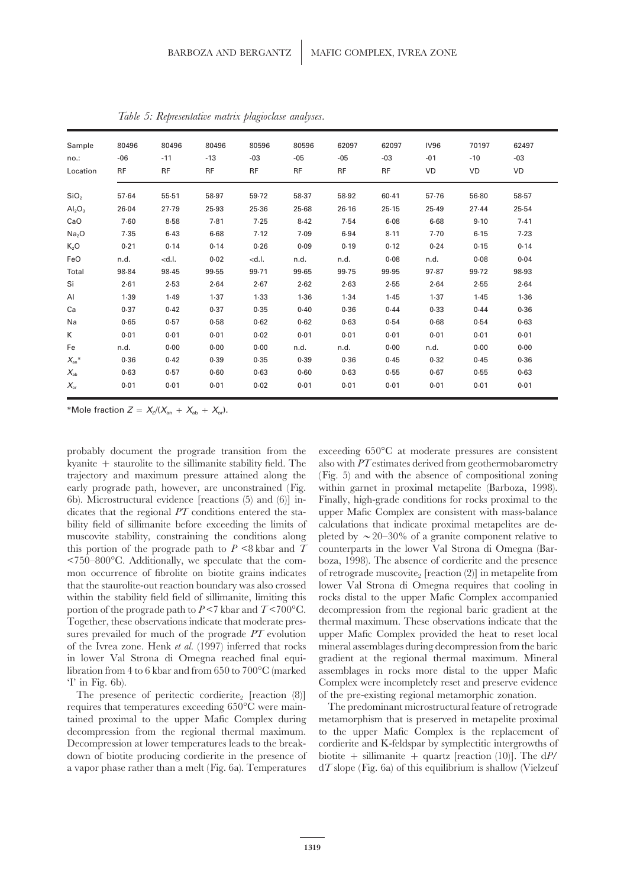*Table 5: Representative matrix plagioclase analyses.*

| Sample no.: | 80496 -06 | 80496 -11 | 80496 -13 | 80596 -03 | 80596 -05 | 62097 -05 | 62097 -03 | IV96 -01 | 70197 -10 | 62497 -03 |
|---|---|---|---|---|---|---|---|---|---|---|
| Location | RF | RF | RF | RF | RF | RF | RF | VD | VD | VD |
| $SiO_2$ | 57·64 | 55·51 | 58·97 | 59·72 | 58·37 | 58·92 | 60·41 | 57·76 | 56·80 | 58·57 |
| $Al_2O_3$ | 26·04 | 27·79 | 25·93 | 25·36 | 25·68 | 26·16 | 25·15 | 25·49 | 27·44 | 25·54 |
| CaO | 7·60 | 8·58 | 7·81 | 7·25 | 8·42 | 7·54 | 6·08 | 6·68 | 9·10 | 7·41 |
| $Na_2O$ | 7·35 | 6·43 | 6·68 | 7·12 | 7·09 | 6·94 | 8·11 | 7·70 | 6·15 | 7·23 |
| $K_2O$ | 0·21 | 0·14 | 0·14 | 0·26 | 0·09 | 0·19 | 0·12 | 0·24 | 0·15 | 0·14 |
| FeO | n.d. | <d.l. | 0·02 | <d.l. | n.d. | n.d. | 0·08 | n.d. | 0·08 | 0·04 |
| Total | 98·84 | 98·45 | 99·55 | 99·71 | 99·65 | 99·75 | 99·95 | 97·87 | 99·72 | 98·93 |
| Si | 2·61 | 2·53 | 2·64 | 2·67 | 2·62 | 2·63 | 2·55 | 2·64 | 2·55 | 2·64 |
| Al | 1·39 | 1·49 | 1·37 | 1·33 | 1·36 | 1·34 | 1·45 | 1·37 | 1·45 | 1·36 |
| Ca | 0·37 | 0·42 | 0·37 | 0·35 | 0·40 | 0·36 | 0·44 | 0·33 | 0·44 | 0·36 |
| Na | 0·65 | 0·57 | 0·58 | 0·62 | 0·62 | 0·63 | 0·54 | 0·68 | 0·54 | 0·63 |
| K | 0·01 | 0·01 | 0·01 | 0·02 | 0·01 | 0·01 | 0·01 | 0·01 | 0·01 | 0·01 |
| Fe | n.d. | 0·00 | 0·00 | 0·00 | n.d. | n.d. | 0·00 | n.d. | 0·00 | 0·00 |
| $X_{an}$* | 0·36 | 0·42 | 0·39 | 0·35 | 0·39 | 0·36 | 0·45 | 0·32 | 0·45 | 0·36 |
| $X_{ab}$ | 0·63 | 0·57 | 0·60 | 0·63 | 0·60 | 0·63 | 0·55 | 0·67 | 0·55 | 0·63 |
| $X_{or}$ | 0·01 | 0·01 | 0·01 | 0·02 | 0·01 | 0·01 | 0·01 | 0·01 | 0·01 | 0·01 |

*Mole fraction $Z = X_Z/(X_{an} + X_{ab} + X_{or})$.

probably document the prograde transition from the kyanite + staurolite to the sillimanite stability field. The trajectory and maximum pressure attained along the early prograde path, however, are unconstrained (Fig. 6b). Microstructural evidence [reactions (5) and (6)] indicates that the regional *PT* conditions entered the stability field of sillimanite before exceeding the limits of muscovite stability, constraining the conditions along this portion of the prograde path to $P$ <8 kbar and $T$ <750–800°C. Additionally, we speculate that the common occurrence of fibrolite on biotite grains indicates that the staurolite-out reaction boundary was also crossed within the stability field field of sillimanite, limiting this portion of the prograde path to $P$ <7 kbar and $T$ <700°C. Together, these observations indicate that moderate pressures prevailed for much of the prograde *PT* evolution of the Ivrea zone. Henk *et al.* (1997) inferred that rocks in lower Val Strona di Omegna reached final equilibration from 4 to 6 kbar and from 650 to 700°C (marked 'I' in Fig. 6b).

The presence of peritectic cordierite$_2$ [reaction (8)] requires that temperatures exceeding 650°C were maintained proximal to the upper Mafic Complex during decompression from the regional thermal maximum. Decompression at lower temperatures leads to the breakdown of biotite producing cordierite in the presence of a vapor phase rather than a melt (Fig. 6a). Temperatures exceeding 650°C at moderate pressures are consistent also with *PT* estimates derived from geothermobarometry (Fig. 5) and with the absence of compositional zoning within garnet in proximal metapelite (Barboza, 1998). Finally, high-grade conditions for rocks proximal to the upper Mafic Complex are consistent with mass-balance calculations that indicate proximal metapelites are depleted by ~20–30% of a granite component relative to counterparts in the lower Val Strona di Omegna (Barboza, 1998). The absence of cordierite and the presence of retrograde muscovite$_2$ [reaction (2)] in metapelite from lower Val Strona di Omegna requires that cooling in rocks distal to the upper Mafic Complex accompanied decompression from the regional baric gradient at the thermal maximum. These observations indicate that the upper Mafic Complex provided the heat to reset local mineral assemblages during decompression from the baric gradient at the regional thermal maximum. Mineral assemblages in rocks more distal to the upper Mafic Complex were incompletely reset and preserve evidence of the pre-existing regional metamorphic zonation.

The predominant microstructural feature of retrograde metamorphism that is preserved in metapelite proximal to the upper Mafic Complex is the replacement of cordierite and K-feldspar by symplectitic intergrowths of biotite + sillimanite + quartz [reaction (10)]. The d$P$/d$T$ slope (Fig. 6a) of this equilibrium is shallow (Vielzeuf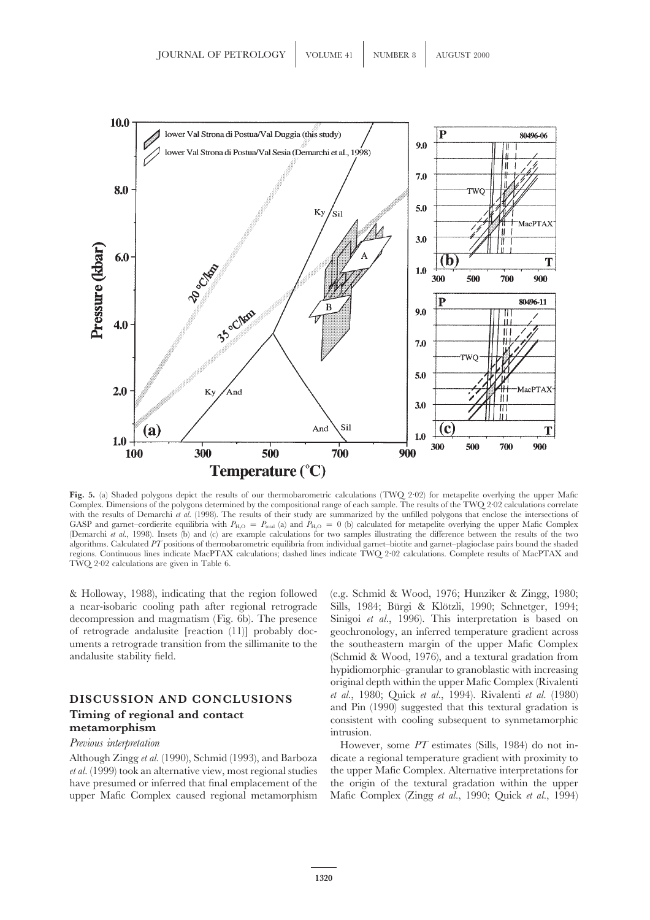**Fig. 5.** (a) Shaded polygons depict the results of our thermobarometric calculations (TWQ 2·02) for metapelite overlying the upper Mafic Complex. Dimensions of the polygons determined by the compositional range of each sample. The results of the TWQ 2·02 calculations correlate with the results of Demarchi *et al.* (1998). The results of their study are summarized by the unfilled polygons that enclose the intersections of GASP and garnet–cordierite equilibria with $P_{H_2O} = P_{total}$ (a) and $P_{H_2O} = 0$ (b) calculated for metapelite overlying the upper Mafic Complex (Demarchi *et al.*, 1998). Insets (b) and (c) are example calculations for two samples illustrating the difference between the results of the two algorithms. Calculated *PT* positions of thermobarometric equilibria from individual garnet–biotite and garnet–plagioclase pairs bound the shaded regions. Continuous lines indicate MacPTAX calculations; dashed lines indicate TWQ 2·02 calculations. Complete results of MacPTAX and TWQ 2·02 calculations are given in Table 6.

& Holloway, 1988), indicating that the region followed a near-isobaric cooling path after regional retrograde decompression and magmatism (Fig. 6b). The presence of retrograde andalusite [reaction (11)] probably documents a retrograde transition from the sillimanite to the andalusite stability field.

## DISCUSSION AND CONCLUSIONS

### Timing of regional and contact metamorphism

*Previous interpretation*

Although Zingg *et al.* (1990), Schmid (1993), and Barboza *et al.* (1999) took an alternative view, most regional studies have presumed or inferred that final emplacement of the upper Mafic Complex caused regional metamorphism (e.g. Schmid & Wood, 1976; Hunziker & Zingg, 1980; Sills, 1984; Bürgi & Klötzli, 1990; Schnetger, 1994; Sinigoi *et al.*, 1996). This interpretation is based on geochronology, an inferred temperature gradient across the southeastern margin of the upper Mafic Complex (Schmid & Wood, 1976), and a textural gradation from hypidiomorphic–granular to granoblastic with increasing original depth within the upper Mafic Complex (Rivalenti *et al.*, 1980; Quick *et al.*, 1994). Rivalenti *et al.* (1980) and Pin (1990) suggested that this textural gradation is consistent with cooling subsequent to synmetamorphic intrusion.

However, some *PT* estimates (Sills, 1984) do not indicate a regional temperature gradient with proximity to the upper Mafic Complex. Alternative interpretations for the origin of the textural gradation within the upper Mafic Complex (Zingg *et al.*, 1990; Quick *et al.*, 1994)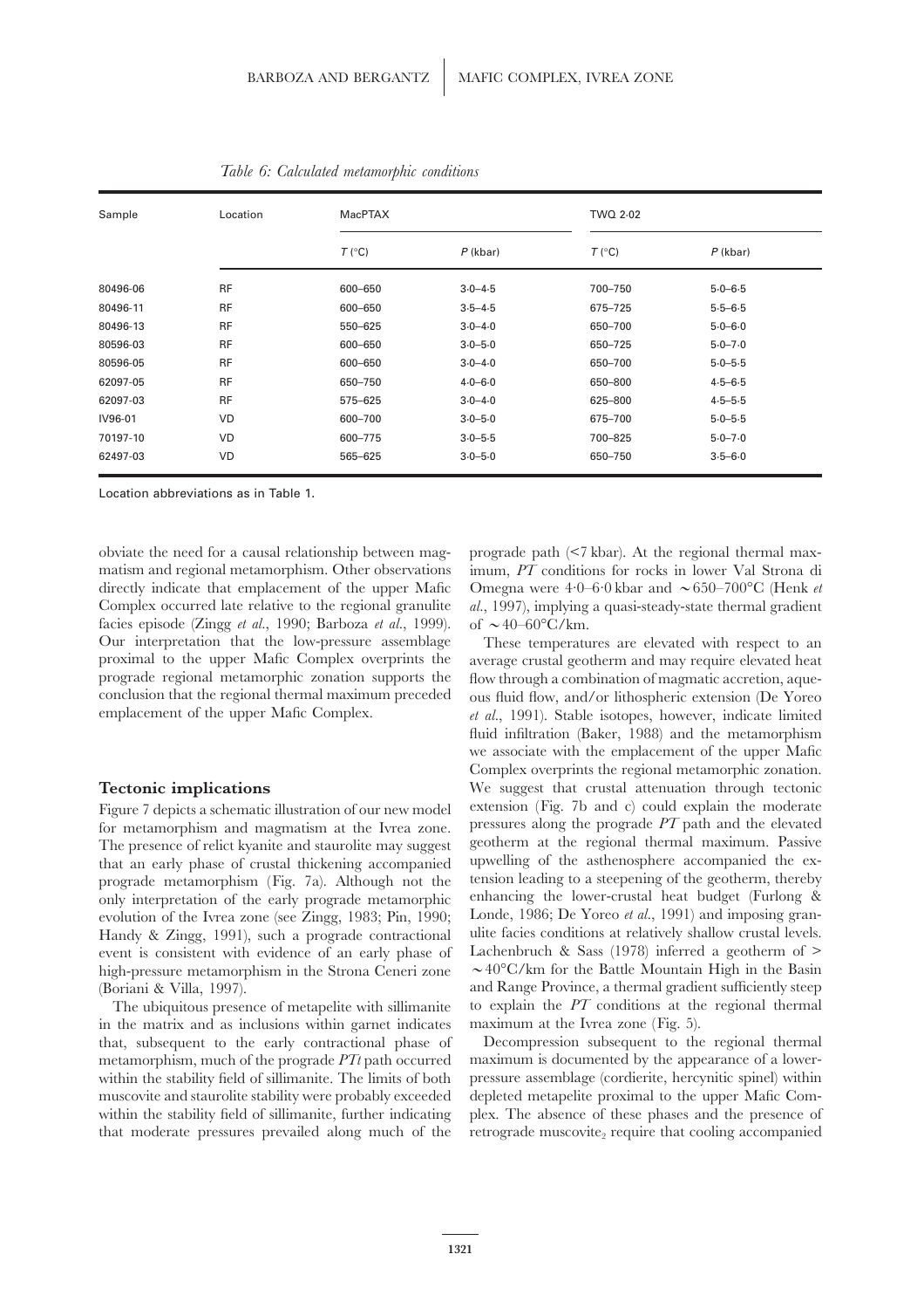*Table 6: Calculated metamorphic conditions*

| Sample | Location | MacPTAX | | TWQ 2·02 | |
|---|---|---|---|---|---|
| | | $T$ (°C) | $P$ (kbar) | $T$ (°C) | $P$ (kbar) |
| 80496-06 | RF | 600–650 | 3·0–4·5 | 700–750 | 5·0–6·5 |
| 80496-11 | RF | 600–650 | 3·5–4·5 | 675–725 | 5·5–6·5 |
| 80496-13 | RF | 550–625 | 3·0–4·0 | 650–700 | 5·0–6·0 |
| 80596-03 | RF | 600–650 | 3·0–5·0 | 650–725 | 5·0–7·0 |
| 80596-05 | RF | 600–650 | 3·0–4·0 | 650–700 | 5·0–5·5 |
| 62097-05 | RF | 650–750 | 4·0–6·0 | 650–800 | 4·5–6·5 |
| 62097-03 | RF | 575–625 | 3·0–4·0 | 625–800 | 4·5–5·5 |
| IV96-01 | VD | 600–700 | 3·0–5·0 | 675–700 | 5·0–5·5 |
| 70197-10 | VD | 600–775 | 3·0–5·5 | 700–825 | 5·0–7·0 |
| 62497-03 | VD | 565–625 | 3·0–5·0 | 650–750 | 3·5–6·0 |

Location abbreviations as in Table 1.

obviate the need for a causal relationship between magmatism and regional metamorphism. Other observations directly indicate that emplacement of the upper Mafic Complex occurred late relative to the regional granulite facies episode (Zingg *et al.*, 1990; Barboza *et al.*, 1999). Our interpretation that the low-pressure assemblage proximal to the upper Mafic Complex overprints the prograde regional metamorphic zonation supports the conclusion that the regional thermal maximum preceded emplacement of the upper Mafic Complex.

## Tectonic implications

Figure 7 depicts a schematic illustration of our new model for metamorphism and magmatism at the Ivrea zone. The presence of relict kyanite and staurolite may suggest that an early phase of crustal thickening accompanied prograde metamorphism (Fig. 7a). Although not the only interpretation of the early prograde metamorphic evolution of the Ivrea zone (see Zingg, 1983; Pin, 1990; Handy & Zingg, 1991), such a prograde contractional event is consistent with evidence of an early phase of high-pressure metamorphism in the Strona Ceneri zone (Boriani & Villa, 1997).

The ubiquitous presence of metapelite with sillimanite in the matrix and as inclusions within garnet indicates that, subsequent to the early contractional phase of metamorphism, much of the prograde *PTt* path occurred within the stability field of sillimanite. The limits of both muscovite and staurolite stability were probably exceeded within the stability field of sillimanite, further indicating that moderate pressures prevailed along much of the prograde path (<7 kbar). At the regional thermal maximum, *PT* conditions for rocks in lower Val Strona di Omegna were 4·0–6·0 kbar and ∼650–700°C (Henk *et al.*, 1997), implying a quasi-steady-state thermal gradient of ∼40–60°C/km.

These temperatures are elevated with respect to an average crustal geotherm and may require elevated heat flow through a combination of magmatic accretion, aqueous fluid flow, and/or lithospheric extension (De Yoreo *et al.*, 1991). Stable isotopes, however, indicate limited fluid infiltration (Baker, 1988) and the metamorphism we associate with the emplacement of the upper Mafic Complex overprints the regional metamorphic zonation. We suggest that crustal attenuation through tectonic extension (Fig. 7b and c) could explain the moderate pressures along the prograde *PT* path and the elevated geotherm at the regional thermal maximum. Passive upwelling of the asthenosphere accompanied the extension leading to a steepening of the geotherm, thereby enhancing the lower-crustal heat budget (Furlong & Londe, 1986; De Yoreo *et al.*, 1991) and imposing granulite facies conditions at relatively shallow crustal levels. Lachenbruch & Sass (1978) inferred a geotherm of > ∼40°C/km for the Battle Mountain High in the Basin and Range Province, a thermal gradient sufficiently steep to explain the *PT* conditions at the regional thermal maximum at the Ivrea zone (Fig. 5).

Decompression subsequent to the regional thermal maximum is documented by the appearance of a lower-pressure assemblage (cordierite, hercynitic spinel) within depleted metapelite proximal to the upper Mafic Complex. The absence of these phases and the presence of retrograde muscovite$_2$ require that cooling accompanied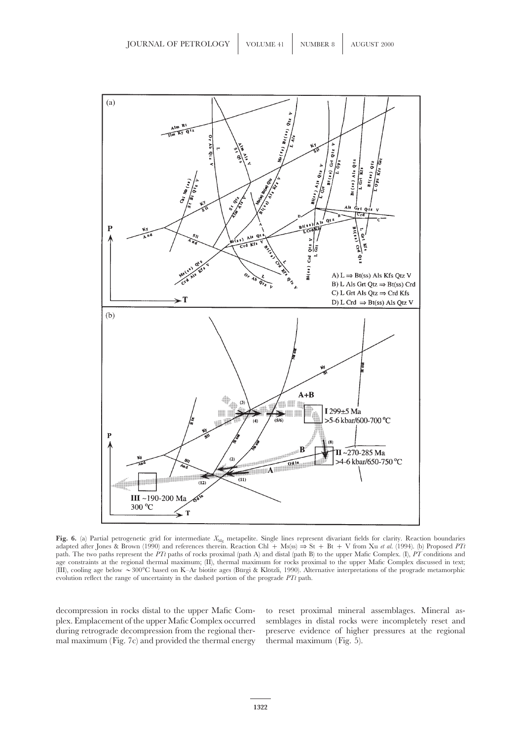**Fig. 6.** (a) Partial petrogenetic grid for intermediate $X_{Mg}$ metapelite. Single lines represent divariant fields for clarity. Reaction boundaries adapted after Jones & Brown (1990) and references therein. Reaction Chl + Ms(ss) ⇒ St + Bt + V from Xu *et al.* (1994). (b) Proposed *PTt* path. The two paths represent the *PTt* paths of rocks proximal (path A) and distal (path B) to the upper Mafic Complex. (I), *PT* conditions and age constraints at the regional thermal maximum; (II), thermal maximum for rocks proximal to the upper Mafic Complex discussed in text; (III), cooling age below ∼300°C based on K–Ar biotite ages (Bürgi & Klötzli, 1990). Alternative interpretations of the prograde metamorphic evolution reflect the range of uncertainty in the dashed portion of the prograde *PTt* path.

decompression in rocks distal to the upper Mafic Complex. Emplacement of the upper Mafic Complex occurred during retrograde decompression from the regional thermal maximum (Fig. 7c) and provided the thermal energy to reset proximal mineral assemblages. Mineral assemblages in distal rocks were incompletely reset and preserve evidence of higher pressures at the regional thermal maximum (Fig. 5).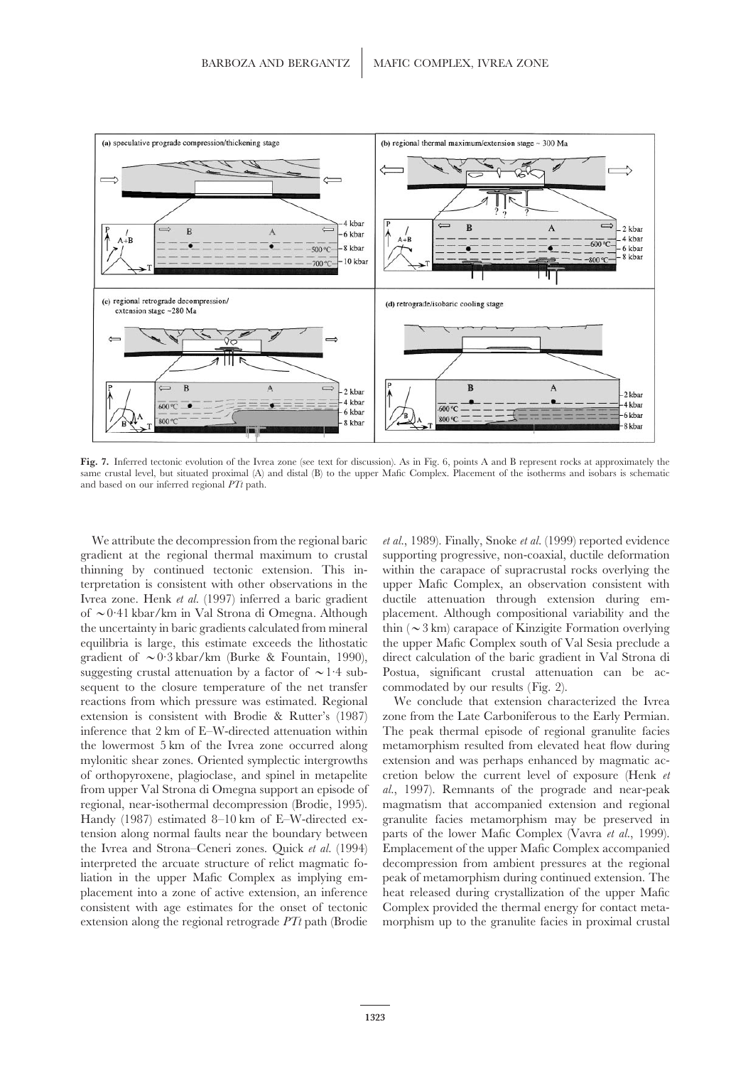**Fig. 7.** Inferred tectonic evolution of the Ivrea zone (see text for discussion). As in Fig. 6, points A and B represent rocks at approximately the same crustal level, but situated proximal (A) and distal (B) to the upper Mafic Complex. Placement of the isotherms and isobars is schematic and based on our inferred regional *PTt* path.

We attribute the decompression from the regional baric gradient at the regional thermal maximum to crustal thinning by continued tectonic extension. This interpretation is consistent with other observations in the Ivrea zone. Henk *et al.* (1997) inferred a baric gradient of $\sim$0·41 kbar/km in Val Strona di Omegna. Although the uncertainty in baric gradients calculated from mineral equilibria is large, this estimate exceeds the lithostatic gradient of $\sim$0·3 kbar/km (Burke & Fountain, 1990), suggesting crustal attenuation by a factor of $\sim$1·4 subsequent to the closure temperature of the net transfer reactions from which pressure was estimated. Regional extension is consistent with Brodie & Rutter's (1987) inference that 2 km of E–W-directed attenuation within the lowermost 5 km of the Ivrea zone occurred along mylonitic shear zones. Oriented symplectic intergrowths of orthopyroxene, plagioclase, and spinel in metapelite from upper Val Strona di Omegna support an episode of regional, near-isothermal decompression (Brodie, 1995). Handy (1987) estimated 8–10 km of E–W-directed extension along normal faults near the boundary between the Ivrea and Strona–Ceneri zones. Quick *et al.* (1994) interpreted the arcuate structure of relict magmatic foliation in the upper Mafic Complex as implying emplacement into a zone of active extension, an inference consistent with age estimates for the onset of tectonic extension along the regional retrograde *PTt* path (Brodie *et al.*, 1989). Finally, Snoke *et al.* (1999) reported evidence supporting progressive, non-coaxial, ductile deformation within the carapace of supracrustal rocks overlying the upper Mafic Complex, an observation consistent with ductile attenuation through extension during emplacement. Although compositional variability and the thin ($\sim$3 km) carapace of Kinzigite Formation overlying the upper Mafic Complex south of Val Sesia preclude a direct calculation of the baric gradient in Val Strona di Postua, significant crustal attenuation can be accommodated by our results (Fig. 2).

We conclude that extension characterized the Ivrea zone from the Late Carboniferous to the Early Permian. The peak thermal episode of regional granulite facies metamorphism resulted from elevated heat flow during extension and was perhaps enhanced by magmatic accretion below the current level of exposure (Henk *et al.*, 1997). Remnants of the prograde and near-peak magmatism that accompanied extension and regional granulite facies metamorphism may be preserved in parts of the lower Mafic Complex (Vavra *et al.*, 1999). Emplacement of the upper Mafic Complex accompanied decompression from ambient pressures at the regional peak of metamorphism during continued extension. The heat released during crystallization of the upper Mafic Complex provided the thermal energy for contact metamorphism up to the granulite facies in proximal crustal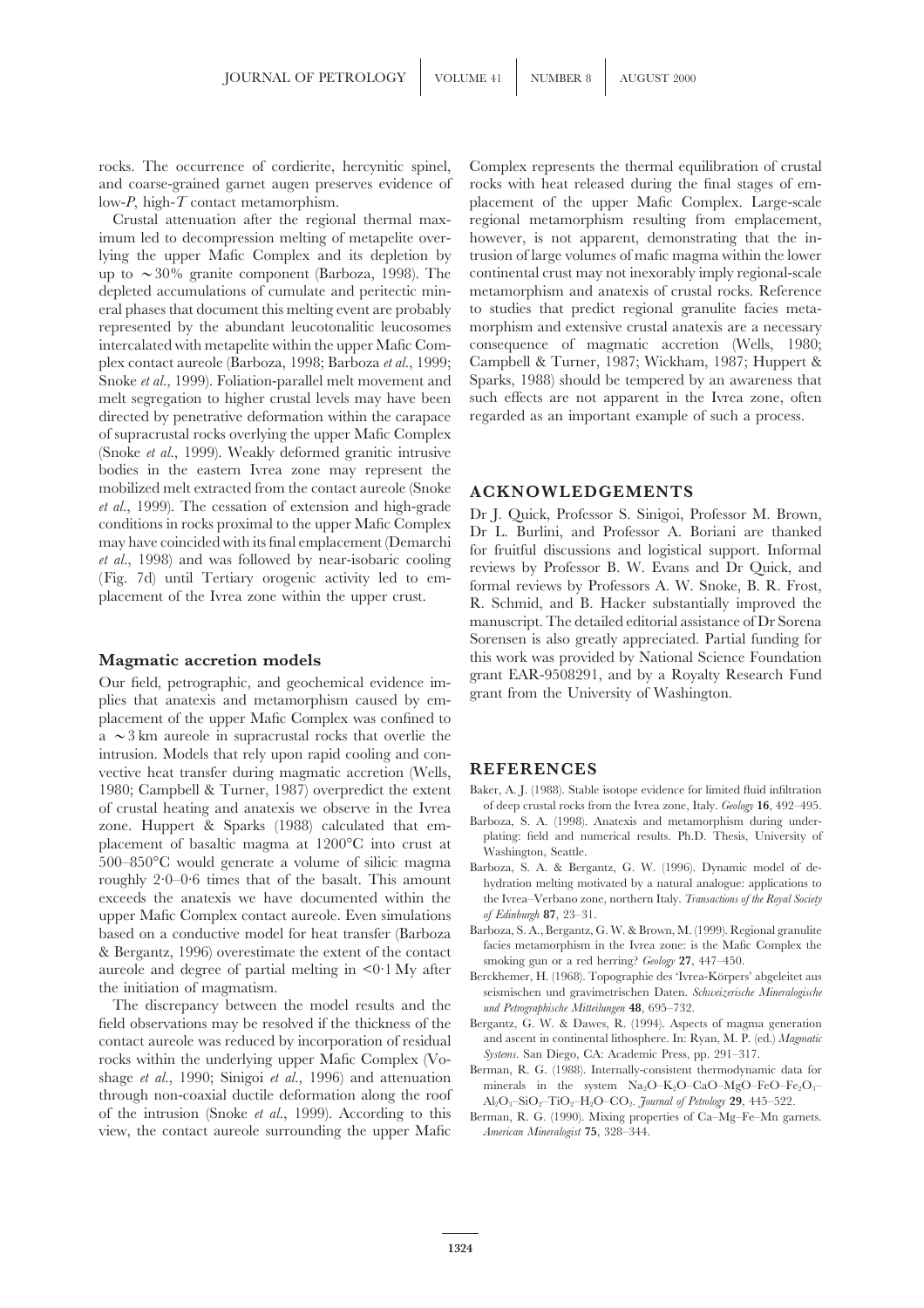rocks. The occurrence of cordierite, hercynitic spinel, and coarse-grained garnet augen preserves evidence of low-$P$, high-$T$ contact metamorphism.

Crustal attenuation after the regional thermal maximum led to decompression melting of metapelite overlying the upper Mafic Complex and its depletion by up to $\sim$30% granite component (Barboza, 1998). The depleted accumulations of cumulate and peritectic mineral phases that document this melting event are probably represented by the abundant leucotonalitic leucosomes intercalated with metapelite within the upper Mafic Complex contact aureole (Barboza, 1998; Barboza *et al.*, 1999; Snoke *et al.*, 1999). Foliation-parallel melt movement and melt segregation to higher crustal levels may have been directed by penetrative deformation within the carapace of supracrustal rocks overlying the upper Mafic Complex (Snoke *et al.*, 1999). Weakly deformed granitic intrusive bodies in the eastern Ivrea zone may represent the mobilized melt extracted from the contact aureole (Snoke *et al.*, 1999). The cessation of extension and high-grade conditions in rocks proximal to the upper Mafic Complex may have coincided with its final emplacement (Demarchi *et al.*, 1998) and was followed by near-isobaric cooling (Fig. 7d) until Tertiary orogenic activity led to emplacement of the Ivrea zone within the upper crust.

## Magmatic accretion models

Our field, petrographic, and geochemical evidence implies that anatexis and metamorphism caused by emplacement of the upper Mafic Complex was confined to a $\sim$3 km aureole in supracrustal rocks that overlie the intrusion. Models that rely upon rapid cooling and convective heat transfer during magmatic accretion (Wells, 1980; Campbell & Turner, 1987) overpredict the extent of crustal heating and anatexis we observe in the Ivrea zone. Huppert & Sparks (1988) calculated that emplacement of basaltic magma at 1200°C into crust at 500–850°C would generate a volume of silicic magma roughly 2·0–0·6 times that of the basalt. This amount exceeds the anatexis we have documented within the upper Mafic Complex contact aureole. Even simulations based on a conductive model for heat transfer (Barboza & Bergantz, 1996) overestimate the extent of the contact aureole and degree of partial melting in <0·1 My after the initiation of magmatism.

The discrepancy between the model results and the field observations may be resolved if the thickness of the contact aureole was reduced by incorporation of residual rocks within the underlying upper Mafic Complex (Voshage *et al.*, 1990; Sinigoi *et al.*, 1996) and attenuation through non-coaxial ductile deformation along the roof of the intrusion (Snoke *et al.*, 1999). According to this view, the contact aureole surrounding the upper Mafic Complex represents the thermal equilibration of crustal rocks with heat released during the final stages of emplacement of the upper Mafic Complex. Large-scale regional metamorphism resulting from emplacement, however, is not apparent, demonstrating that the intrusion of large volumes of mafic magma within the lower continental crust may not inexorably imply regional-scale metamorphism and anatexis of crustal rocks. Reference to studies that predict regional granulite facies metamorphism and extensive crustal anatexis are a necessary consequence of magmatic accretion (Wells, 1980; Campbell & Turner, 1987; Wickham, 1987; Huppert & Sparks, 1988) should be tempered by an awareness that such effects are not apparent in the Ivrea zone, often regarded as an important example of such a process.

## ACKNOWLEDGEMENTS

Dr J. Quick, Professor S. Sinigoi, Professor M. Brown, Dr L. Burlini, and Professor A. Boriani are thanked for fruitful discussions and logistical support. Informal reviews by Professor B. W. Evans and Dr Quick, and formal reviews by Professors A. W. Snoke, B. R. Frost, R. Schmid, and B. Hacker substantially improved the manuscript. The detailed editorial assistance of Dr Sorena Sorensen is also greatly appreciated. Partial funding for this work was provided by National Science Foundation grant EAR-9508291, and by a Royalty Research Fund grant from the University of Washington.

## REFERENCES

Baker, A. J. (1988). Stable isotope evidence for limited fluid infiltration of deep crustal rocks from the Ivrea zone, Italy. *Geology* **16**, 492–495.

Barboza, S. A. (1998). Anatexis and metamorphism during underplating: field and numerical results. Ph.D. Thesis, University of Washington, Seattle.

Barboza, S. A. & Bergantz, G. W. (1996). Dynamic model of dehydration melting motivated by a natural analogue: applications to the Ivrea–Verbano zone, northern Italy. *Transactions of the Royal Society of Edinburgh* **87**, 23–31.

Barboza, S. A., Bergantz, G. W. & Brown, M. (1999). Regional granulite facies metamorphism in the Ivrea zone: is the Mafic Complex the smoking gun or a red herring? *Geology* **27**, 447–450.

Berckhemer, H. (1968). Topographie des 'Ivrea-Körpers' abgeleitet aus seismischen und gravimetrischen Daten. *Schweizerische Mineralogische und Petrographische Mitteilungen* **48**, 695–732.

Bergantz, G. W. & Dawes, R. (1994). Aspects of magma generation and ascent in continental lithosphere. In: Ryan, M. P. (ed.) *Magmatic Systems*. San Diego, CA: Academic Press, pp. 291–317.

Berman, R. G. (1988). Internally-consistent thermodynamic data for minerals in the system $Na_2O$–$K_2O$–CaO–MgO–FeO–$Fe_2O_3$–$Al_2O_3$–$SiO_2$–$TiO_2$–$H_2O$–$CO_2$. *Journal of Petrology* **29**, 445–522.

Berman, R. G. (1990). Mixing properties of Ca–Mg–Fe–Mn garnets. *American Mineralogist* **75**, 328–344.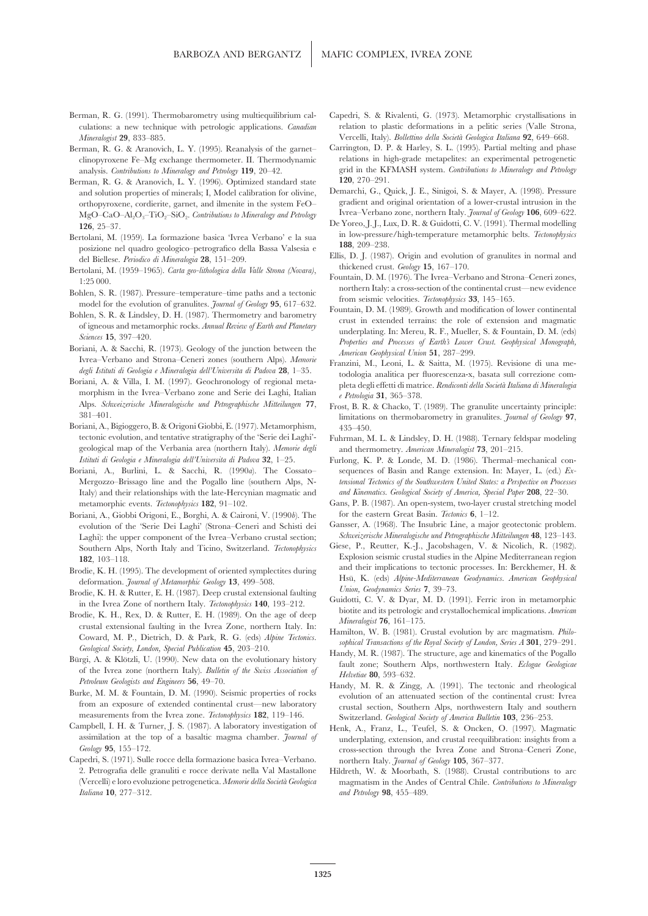Berman, R. G. (1991). Thermobarometry using multiequilibrium calculations: a new technique with petrologic applications. *Canadian Mineralogist* **29**, 833–885.

Berman, R. G. & Aranovich, L. Y. (1995). Reanalysis of the garnet–clinopyroxene Fe–Mg exchange thermometer. II. Thermodynamic analysis. *Contributions to Mineralogy and Petrology* **119**, 20–42.

Berman, R. G. & Aranovich, L. Y. (1996). Optimized standard state and solution properties of minerals; I, Model calibration for olivine, orthopyroxene, cordierite, garnet, and ilmenite in the system FeO–MgO–CaO–$Al_2O_3$–$TiO_2$–$SiO_2$. *Contributions to Mineralogy and Petrology* **126**, 25–37.

Bertolani, M. (1959). La formazione basica 'Ivrea Verbano' e la sua posizione nel quadro geologico–petrografico della Bassa Valsesia e del Biellese. *Periodico di Mineralogia* **28**, 151–209.

Bertolani, M. (1959–1965). *Carta geo-lithologica della Valle Strona (Novara)*, 1:25 000.

Bohlen, S. R. (1987). Pressure–temperature–time paths and a tectonic model for the evolution of granulites. *Journal of Geology* **95**, 617–632.

Bohlen, S. R. & Lindsley, D. H. (1987). Thermometry and barometry of igneous and metamorphic rocks. *Annual Review of Earth and Planetary Sciences* **15**, 397–420.

Boriani, A. & Sacchi, R. (1973). Geology of the junction between the Ivrea–Verbano and Strona–Ceneri zones (southern Alps). *Memorie degli Istituti di Geologia e Mineralogia dell'Universita di Padova* **28**, 1–35.

Boriani, A. & Villa, I. M. (1997). Geochronology of regional metamorphism in the Ivrea–Verbano zone and Serie dei Laghi, Italian Alps. *Schweizerische Mineralogische und Petrographische Mitteilungen* **77**, 381–401.

Boriani, A., Bigioggero, B. & Origoni Giobbi, E. (1977). Metamorphism, tectonic evolution, and tentative stratigraphy of the 'Serie dei Laghi'-geological map of the Verbania area (northern Italy). *Memorie degli Istituti di Geologia e Mineralogia dell'Universita di Padova* **32**, 1–25.

Boriani, A., Burlini, L. & Sacchi, R. (1990*a*). The Cossato–Mergozzo–Brissago line and the Pogallo line (southern Alps, N-Italy) and their relationships with the late-Hercynian magmatic and metamorphic events. *Tectonophysics* **182**, 91–102.

Boriani, A., Giobbi Origoni, E., Borghi, A. & Caironi, V. (1990*b*). The evolution of the 'Serie Dei Laghi' (Strona–Ceneri and Schisti dei Laghi): the upper component of the Ivrea–Verbano crustal section; Southern Alps, North Italy and Ticino, Switzerland. *Tectonophysics* **182**, 103–118.

Brodie, K. H. (1995). The development of oriented symplectites during deformation. *Journal of Metamorphic Geology* **13**, 499–508.

Brodie, K. H. & Rutter, E. H. (1987). Deep crustal extensional faulting in the Ivrea Zone of northern Italy. *Tectonophysics* **140**, 193–212.

Brodie, K. H., Rex, D. & Rutter, E. H. (1989). On the age of deep crustal extensional faulting in the Ivrea Zone, northern Italy. In: Coward, M. P., Dietrich, D. & Park, R. G. (eds) *Alpine Tectonics. Geological Society, London, Special Publication* **45**, 203–210.

Bürgi, A. & Klötzli, U. (1990). New data on the evolutionary history of the Ivrea zone (northern Italy). *Bulletin of the Swiss Association of Petroleum Geologists and Engineers* **56**, 49–70.

Burke, M. M. & Fountain, D. M. (1990). Seismic properties of rocks from an exposure of extended continental crust—new laboratory measurements from the Ivrea zone. *Tectonophysics* **182**, 119–146.

Campbell, I. H. & Turner, J. S. (1987). A laboratory investigation of assimilation at the top of a basaltic magma chamber. *Journal of Geology* **95**, 155–172.

Capedri, S. (1971). Sulle rocce della formazione basica Ivrea–Verbano. 2. Petrografia delle granuliti e rocce derivate nella Val Mastallone (Vercelli) e loro evoluzione petrogenetica. *Memorie della Società Geologica Italiana* **10**, 277–312.

Capedri, S. & Rivalenti, G. (1973). Metamorphic crystallisations in relation to plastic deformations in a pelitic series (Valle Strona, Vercelli, Italy). *Bollettino della Società Geologica Italiana* **92**, 649–668.

Carrington, D. P. & Harley, S. L. (1995). Partial melting and phase relations in high-grade metapelites: an experimental petrogenetic grid in the KFMASH system. *Contributions to Mineralogy and Petrology* **120**, 270–291.

Demarchi, G., Quick, J. E., Sinigoi, S. & Mayer, A. (1998). Pressure gradient and original orientation of a lower-crustal intrusion in the Ivrea–Verbano zone, northern Italy. *Journal of Geology* **106**, 609–622.

De Yoreo, J. J., Lux, D. R. & Guidotti, C. V. (1991). Thermal modelling in low-pressure/high-temperature metamorphic belts. *Tectonophysics* **188**, 209–238.

Ellis, D. J. (1987). Origin and evolution of granulites in normal and thickened crust. *Geology* **15**, 167–170.

Fountain, D. M. (1976). The Ivrea–Verbano and Strona–Ceneri zones, northern Italy: a cross-section of the continental crust—new evidence from seismic velocities. *Tectonophysics* **33**, 145–165.

Fountain, D. M. (1989). Growth and modification of lower continental crust in extended terrains: the role of extension and magmatic underplating. In: Mereu, R. F., Mueller, S. & Fountain, D. M. (eds) *Properties and Processes of Earth's Lower Crust. Geophysical Monograph, American Geophysical Union* **51**, 287–299.

Franzini, M., Leoni, L. & Saitta, M. (1975). Revisione di una metodologia analitica per fluorescenza-x, basata sull correzione completa degli effetti di matrice. *Rendiconti della Società Italiana di Mineralogia e Petrologia* **31**, 365–378.

Frost, B. R. & Chacko, T. (1989). The granulite uncertainty principle: limitations on thermobarometry in granulites. *Journal of Geology* **97**, 435–450.

Fuhrman, M. L. & Lindsley, D. H. (1988). Ternary feldspar modeling and thermometry. *American Mineralogist* **73**, 201–215.

Furlong, K. P. & Londe, M. D. (1986). Thermal–mechanical consequences of Basin and Range extension. In: Mayer, L. (ed.) *Extensional Tectonics of the Southwestern United States: a Perspective on Processes and Kinematics. Geological Society of America, Special Paper* **208**, 22–30.

Gans, P. B. (1987). An open-system, two-layer crustal stretching model for the eastern Great Basin. *Tectonics* **6**, 1–12.

Gansser, A. (1968). The Insubric Line, a major geotectonic problem. *Schweizerische Mineralogische und Petrographische Mitteilungen* **48**, 123–143.

Giese, P., Reutter, K.-J., Jacobshagen, V. & Nicolich, R. (1982). Explosion seismic crustal studies in the Alpine Mediterranean region and their implications to tectonic processes. In: Berckhemer, H. & Hsü, K. (eds) *Alpine-Mediterranean Geodynamics. American Geophysical Union, Geodynamics Series* **7**, 39–73.

Guidotti, C. V. & Dyar, M. D. (1991). Ferric iron in metamorphic biotite and its petrologic and crystallochemical implications. *American Mineralogist* **76**, 161–175.

Hamilton, W. B. (1981). Crustal evolution by arc magmatism. *Philosophical Transactions of the Royal Society of London, Series A* **301**, 279–291.

Handy, M. R. (1987). The structure, age and kinematics of the Pogallo fault zone; Southern Alps, northwestern Italy. *Eclogae Geologicae Helvetiae* **80**, 593–632.

Handy, M. R. & Zingg, A. (1991). The tectonic and rheological evolution of an attenuated section of the continental crust: Ivrea crustal section, Southern Alps, northwestern Italy and southern Switzerland. *Geological Society of America Bulletin* **103**, 236–253.

Henk, A., Franz, L., Teufel, S. & Oncken, O. (1997). Magmatic underplating, extension, and crustal reequilibration: insights from a cross-section through the Ivrea Zone and Strona–Ceneri Zone, northern Italy. *Journal of Geology* **105**, 367–377.

Hildreth, W. & Moorbath, S. (1988). Crustal contributions to arc magmatism in the Andes of Central Chile. *Contributions to Mineralogy and Petrology* **98**, 455–489.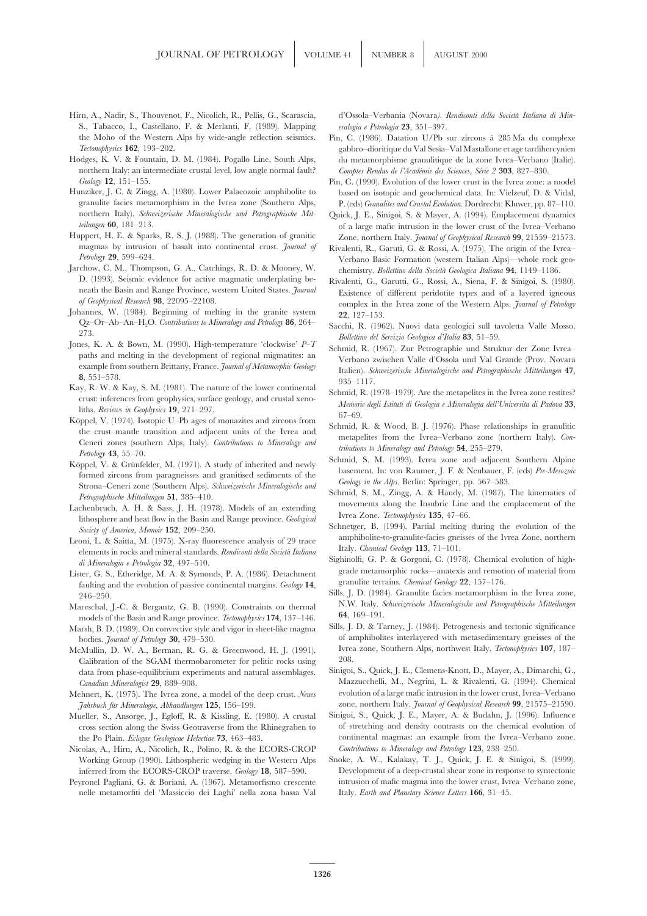Hirn, A., Nadir, S., Thouvenot, F., Nicolich, R., Pellis, G., Scarascia, S., Tabacco, I., Castellano, F. & Merlanti, F. (1989). Mapping the Moho of the Western Alps by wide-angle reflection seismics. *Tectonophysics* **162**, 193–202.

Hodges, K. V. & Fountain, D. M. (1984). Pogallo Line, South Alps, northern Italy: an intermediate crustal level, low angle normal fault? *Geology* **12**, 151–155.

Hunziker, J. C. & Zingg, A. (1980). Lower Palaeozoic amphibolite to granulite facies metamorphism in the Ivrea zone (Southern Alps, northern Italy). *Schweizerische Mineralogische und Petrographische Mitteilungen* **60**, 181–213.

Huppert, H. E. & Sparks, R. S. J. (1988). The generation of granitic magmas by intrusion of basalt into continental crust. *Journal of Petrology* **29**, 599–624.

Jarchow, C. M., Thompson, G. A., Catchings, R. D. & Mooney, W. D. (1993). Seismic evidence for active magmatic underplating beneath the Basin and Range Province, western United States. *Journal of Geophysical Research* **98**, 22095–22108.

Johannes, W. (1984). Beginning of melting in the granite system Qz–Or–Ab–An–$H_2O$. *Contributions to Mineralogy and Petrology* **86**, 264–273.

Jones, K. A. & Bown, M. (1990). High-temperature 'clockwise' *P–T* paths and melting in the development of regional migmatites: an example from southern Brittany, France. *Journal of Metamorphic Geology* **8**, 551–578.

Kay, R. W. & Kay, S. M. (1981). The nature of the lower continental crust: inferences from geophysics, surface geology, and crustal xenoliths. *Reviews in Geophysics* **19**, 271–297.

Köppel, V. (1974). Isotopic U–Pb ages of monazites and zircons from the crust–mantle transition and adjacent units of the Ivrea and Ceneri zones (southern Alps, Italy). *Contributions to Mineralogy and Petrology* **43**, 55–70.

Köppel, V. & Grünfelder, M. (1971). A study of inherited and newly formed zircons from paragneisses and granitised sediments of the Strona–Ceneri zone (Southern Alps). *Schweizerische Mineralogische und Petrographische Mitteilungen* **51**, 385–410.

Lachenbruch, A. H. & Sass, J. H. (1978). Models of an extending lithosphere and heat flow in the Basin and Range province. *Geological Society of America, Memoir* **152**, 209–250.

Leoni, L. & Saitta, M. (1975). X-ray fluorescence analysis of 29 trace elements in rocks and mineral standards. *Rendiconti della Società Italiana di Mineralogia e Petrologia* **32**, 497–510.

Lister, G. S., Etheridge, M. A. & Symonds, P. A. (1986). Detachment faulting and the evolution of passive continental margins. *Geology* **14**, 246–250.

Mareschal, J.-C. & Bergantz, G. B. (1990). Constraints on thermal models of the Basin and Range province. *Tectonophysics* **174**, 137–146.

Marsh, B. D. (1989). On convective style and vigor in sheet-like magma bodies. *Journal of Petrology* **30**, 479–530.

McMullin, D. W. A., Berman, R. G. & Greenwood, H. J. (1991). Calibration of the SGAM thermobarometer for pelitic rocks using data from phase-equilibrium experiments and natural assemblages. *Canadian Mineralogist* **29**, 889–908.

Mehnert, K. (1975). The Ivrea zone, a model of the deep crust. *Neues Jahrbuch für Mineralogie, Abhandlungen* **125**, 156–199.

Mueller, S., Ansorge, J., Egloff, R. & Kissling, E. (1980). A crustal cross section along the Swiss Geotraverse from the Rhinegraben to the Po Plain. *Eclogae Geologicae Helvetiae* **73**, 463–483.

Nicolas, A., Hirn, A., Nicolich, R., Polino, R. & the ECORS-CROP Working Group (1990). Lithospheric wedging in the Western Alps inferred from the ECORS-CROP traverse. *Geology* **18**, 587–590.

Peyronel Pagliani, G. & Boriani, A. (1967). Metamorfismo crescente nelle metamorfiti del 'Massiccio dei Laghi' nella zona bassa Val d'Ossola–Verbania (Novara). *Rendiconti della Società Italiana di Mineralogia e Petrologia* **23**, 351–397.

Pin, C. (1986). Datation U/Pb sur zircons à 285 Ma du complexe gabbro–dioritique du Val Sesia–Val Mastallone et age tardihercynien du metamorphisme granulitique de la zone Ivrea–Verbano (Italie). *Comptes Rendus de l'Académie des Sciences, Série 2* **303**, 827–830.

Pin, C. (1990). Evolution of the lower crust in the Ivrea zone: a model based on isotopic and geochemical data. In: Vielzeuf, D. & Vidal, P. (eds) *Granulites and Crustal Evolution*. Dordrecht: Kluwer, pp. 87–110.

Quick, J. E., Sinigoi, S. & Mayer, A. (1994). Emplacement dynamics of a large mafic intrusion in the lower crust of the Ivrea–Verbano Zone, northern Italy. *Journal of Geophysical Research* **99**, 21559–21573.

Rivalenti, R., Garuti, G. & Rossi, A. (1975). The origin of the Ivrea–Verbano Basic Formation (western Italian Alps)—whole rock geochemistry. *Bollettino della Società Geologica Italiana* **94**, 1149–1186.

Rivalenti, G., Garutti, G., Rossi, A., Siena, F. & Sinigoi, S. (1980). Existence of different peridotite types and of a layered igneous complex in the Ivrea zone of the Western Alps. *Journal of Petrology* **22**, 127–153.

Sacchi, R. (1962). Nuovi data geologici sull tavoletta Valle Mosso. *Bollettino del Servizio Geologica d'Italia* **83**, 51–59.

Schmid, R. (1967). Zur Petrographie und Struktur der Zone Ivrea–Verbano zwischen Valle d'Ossola und Val Grande (Prov. Novara Italien). *Schweizerische Mineralogische und Petrographische Mitteilungen* **47**, 935–1117.

Schmid, R. (1978–1979). Are the metapelites in the Ivrea zone restites? *Memorie degli Istituti di Geologia e Mineralogia dell'Universita di Padova* **33**, 67–69.

Schmid, R. & Wood, B. J. (1976). Phase relationships in granulitic metapelites from the Ivrea–Verbano zone (northern Italy). *Contributions to Mineralogy and Petrology* **54**, 255–279.

Schmid, S. M. (1993). Ivrea zone and adjacent Southern Alpine basement. In: von Raumer, J. F. & Neubauer, F. (eds) *Pre-Mesozoic Geology in the Alps*. Berlin: Springer, pp. 567–583.

Schmid, S. M., Zingg, A. & Handy, M. (1987). The kinematics of movements along the Insubric Line and the emplacement of the Ivrea Zone. *Tectonophysics* **135**, 47–66.

Schnetger, B. (1994). Partial melting during the evolution of the amphibolite-to-granulite-facies gneisses of the Ivrea Zone, northern Italy. *Chemical Geology* **113**, 71–101.

Sighinolfi, G. P. & Gorgoni, C. (1978). Chemical evolution of high-grade metamorphic rocks—anatexis and remotion of material from granulite terrains. *Chemical Geology* **22**, 157–176.

Sills, J. D. (1984). Granulite facies metamorphism in the Ivrea zone, N.W. Italy. *Schweizerische Mineralogische und Petrographische Mitteilungen* **64**, 169–191.

Sills, J. D. & Tarney, J. (1984). Petrogenesis and tectonic significance of amphibolites interlayered with metasedimentary gneisses of the Ivrea zone, Southern Alps, northwest Italy. *Tectonophysics* **107**, 187–208.

Sinigoi, S., Quick, J. E., Clemens-Knott, D., Mayer, A., Dimarchi, G., Mazzucchelli, M., Negrini, L. & Rivalenti, G. (1994). Chemical evolution of a large mafic intrusion in the lower crust, Ivrea–Verbano zone, northern Italy. *Journal of Geophysical Research* **99**, 21575–21590.

Sinigoi, S., Quick, J. E., Mayer, A. & Budahn, J. (1996). Influence of stretching and density contrasts on the chemical evolution of continental magmas: an example from the Ivrea–Verbano zone. *Contributions to Mineralogy and Petrology* **123**, 238–250.

Snoke, A. W., Kalakay, T. J., Quick, J. E. & Sinigoi, S. (1999). Development of a deep-crustal shear zone in response to syntectonic intrusion of mafic magma into the lower crust, Ivrea–Verbano zone, Italy. *Earth and Planetary Science Letters* **166**, 31–45.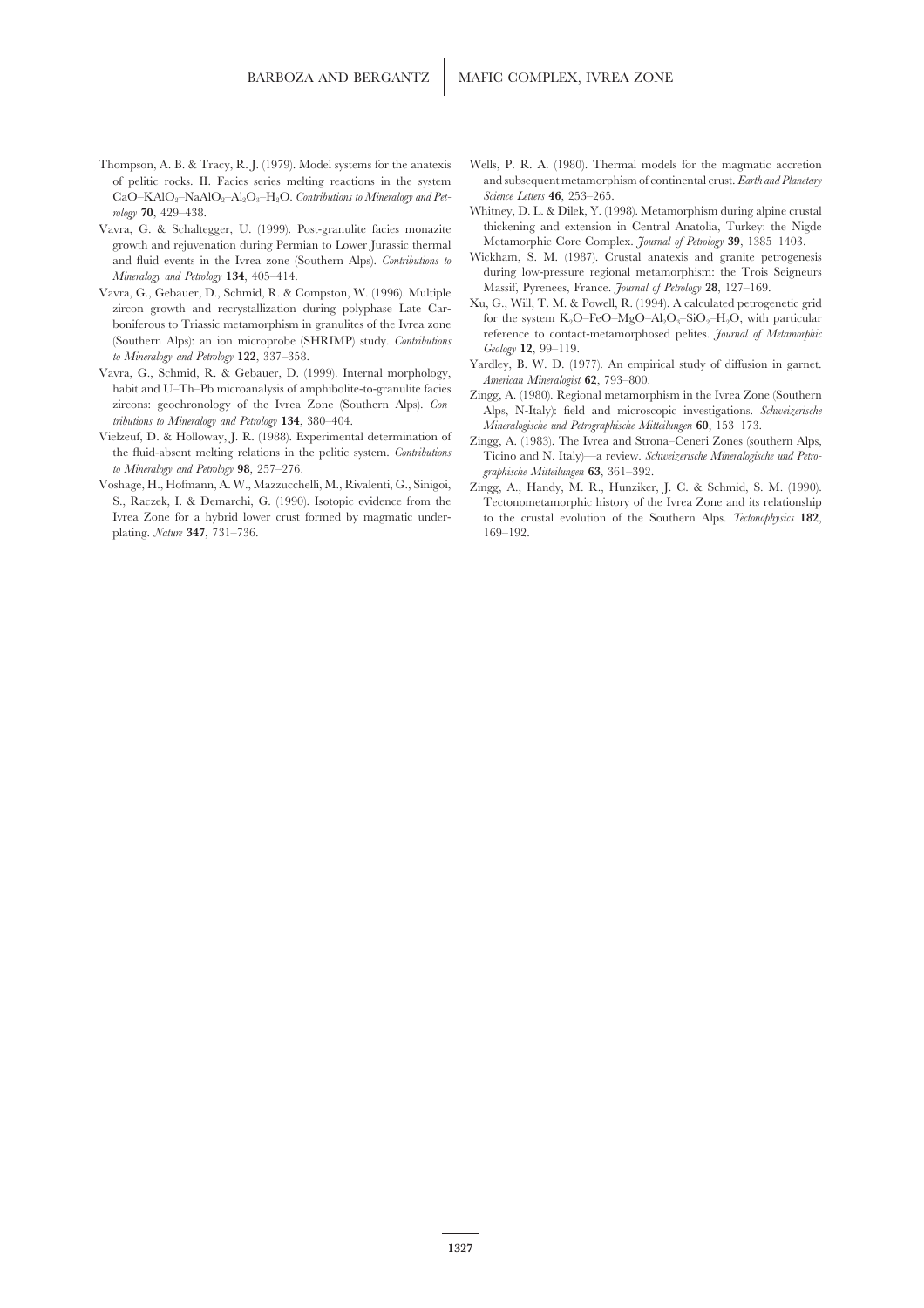Thompson, A. B. & Tracy, R. J. (1979). Model systems for the anatexis of pelitic rocks. II. Facies series melting reactions in the system $CaO–KAlO_2–NaAlO_2–Al_2O_3–H_2O$. *Contributions to Mineralogy and Petrology* **70**, 429–438.

Vavra, G. & Schaltegger, U. (1999). Post-granulite facies monazite growth and rejuvenation during Permian to Lower Jurassic thermal and fluid events in the Ivrea zone (Southern Alps). *Contributions to Mineralogy and Petrology* **134**, 405–414.

Vavra, G., Gebauer, D., Schmid, R. & Compston, W. (1996). Multiple zircon growth and recrystallization during polyphase Late Carboniferous to Triassic metamorphism in granulites of the Ivrea zone (Southern Alps): an ion microprobe (SHRIMP) study. *Contributions to Mineralogy and Petrology* **122**, 337–358.

Vavra, G., Schmid, R. & Gebauer, D. (1999). Internal morphology, habit and U–Th–Pb microanalysis of amphibolite-to-granulite facies zircons: geochronology of the Ivrea Zone (Southern Alps). *Contributions to Mineralogy and Petrology* **134**, 380–404.

Vielzeuf, D. & Holloway, J. R. (1988). Experimental determination of the fluid-absent melting relations in the pelitic system. *Contributions to Mineralogy and Petrology* **98**, 257–276.

Voshage, H., Hofmann, A. W., Mazzucchelli, M., Rivalenti, G., Sinigoi, S., Raczek, I. & Demarchi, G. (1990). Isotopic evidence from the Ivrea Zone for a hybrid lower crust formed by magmatic underplating. *Nature* **347**, 731–736.

Wells, P. R. A. (1980). Thermal models for the magmatic accretion and subsequent metamorphism of continental crust. *Earth and Planetary Science Letters* **46**, 253–265.

Whitney, D. L. & Dilek, Y. (1998). Metamorphism during alpine crustal thickening and extension in Central Anatolia, Turkey: the Nigde Metamorphic Core Complex. *Journal of Petrology* **39**, 1385–1403.

Wickham, S. M. (1987). Crustal anatexis and granite petrogenesis during low-pressure regional metamorphism: the Trois Seigneurs Massif, Pyrenees, France. *Journal of Petrology* **28**, 127–169.

Xu, G., Will, T. M. & Powell, R. (1994). A calculated petrogenetic grid for the system $K_2O–FeO–MgO–Al_2O_3–SiO_2–H_2O$, with particular reference to contact-metamorphosed pelites. *Journal of Metamorphic Geology* **12**, 99–119.

Yardley, B. W. D. (1977). An empirical study of diffusion in garnet. *American Mineralogist* **62**, 793–800.

Zingg, A. (1980). Regional metamorphism in the Ivrea Zone (Southern Alps, N-Italy): field and microscopic investigations. *Schweizerische Mineralogische und Petrographische Mitteilungen* **60**, 153–173.

Zingg, A. (1983). The Ivrea and Strona–Ceneri Zones (southern Alps, Ticino and N. Italy)—a review. *Schweizerische Mineralogische und Petrographische Mitteilungen* **63**, 361–392.

Zingg, A., Handy, M. R., Hunziker, J. C. & Schmid, S. M. (1990). Tectonometamorphic history of the Ivrea Zone and its relationship to the crustal evolution of the Southern Alps. *Tectonophysics* **182**, 169–192.